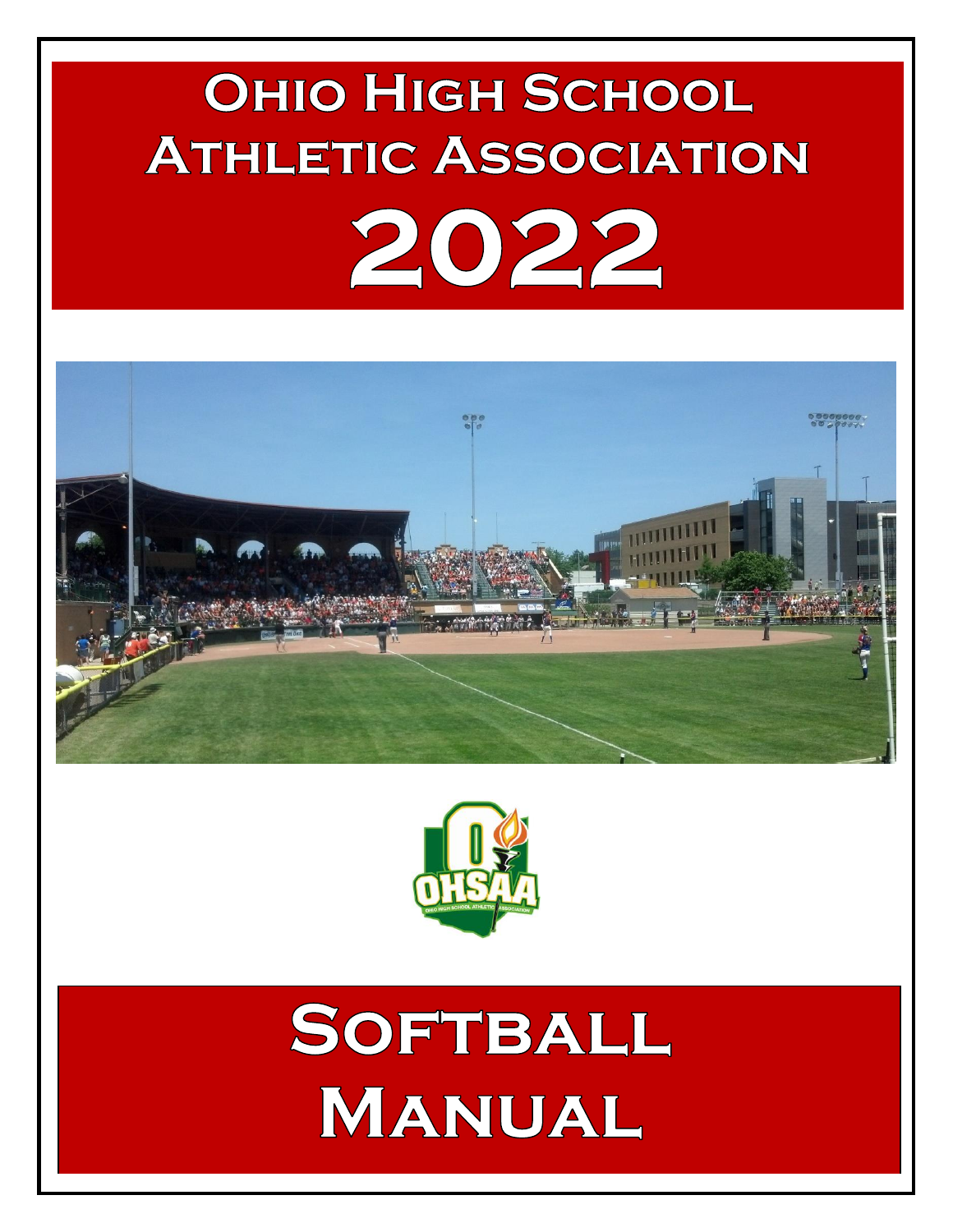# Ohio High School Athletic Association

# 2022

# Softball Manual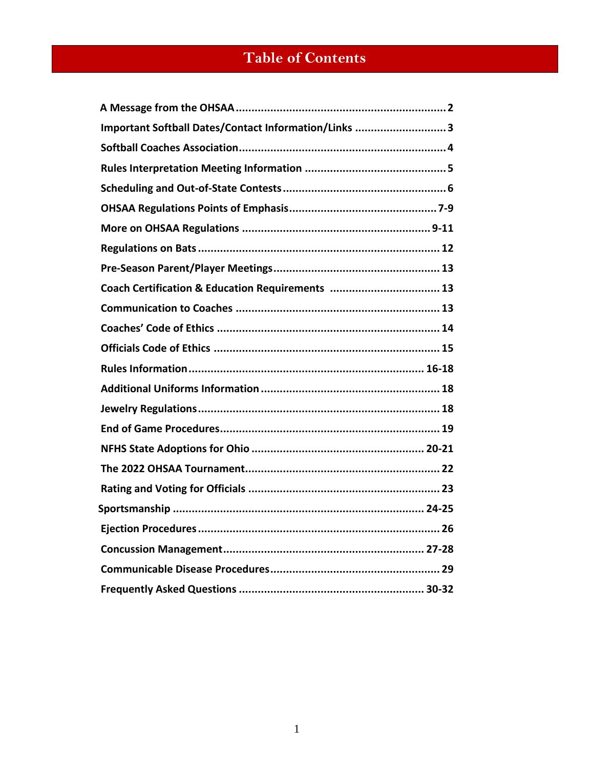# Table of Contents

**A Message from the OHSAA** .................................................................. **2**

**Important Softball Dates/Contact Information/Links** ............................ **3**

**Softball Coaches Association** ................................................................. **4**

**Rules Interpretation Meeting Information** ............................................. **5**

**Scheduling and Out-of-State Contests** .................................................... **6**

**OHSAA Regulations Points of Emphasis** ............................................... **7-9**

**More on OHSAA Regulations** ............................................................ **9-11**

**Regulations on Bats** ............................................................................. **12**

**Pre-Season Parent/Player Meetings** ..................................................... **13**

**Coach Certification & Education Requirements** .................................. **13**

**Communication to Coaches** ................................................................. **13**

**Coaches' Code of Ethics** ....................................................................... **14**

**Officials Code of Ethics** ........................................................................ **15**

**Rules Information** ........................................................................... **16-18**

**Additional Uniforms Information** ........................................................ **18**

**Jewelry Regulations** ............................................................................. **18**

**End of Game Procedures** ..................................................................... **19**

**NFHS State Adoptions for Ohio** ....................................................... **20-21**

**The 2022 OHSAA Tournament** ............................................................ **22**

**Rating and Voting for Officials** ............................................................ **23**

**Sportsmanship** ................................................................................ **24-25**

**Ejection Procedures** ............................................................................. **26**

**Concussion Management** ................................................................ **27-28**

**Communicable Disease Procedures** ...................................................... **29**

**Frequently Asked Questions** ........................................................... **30-32**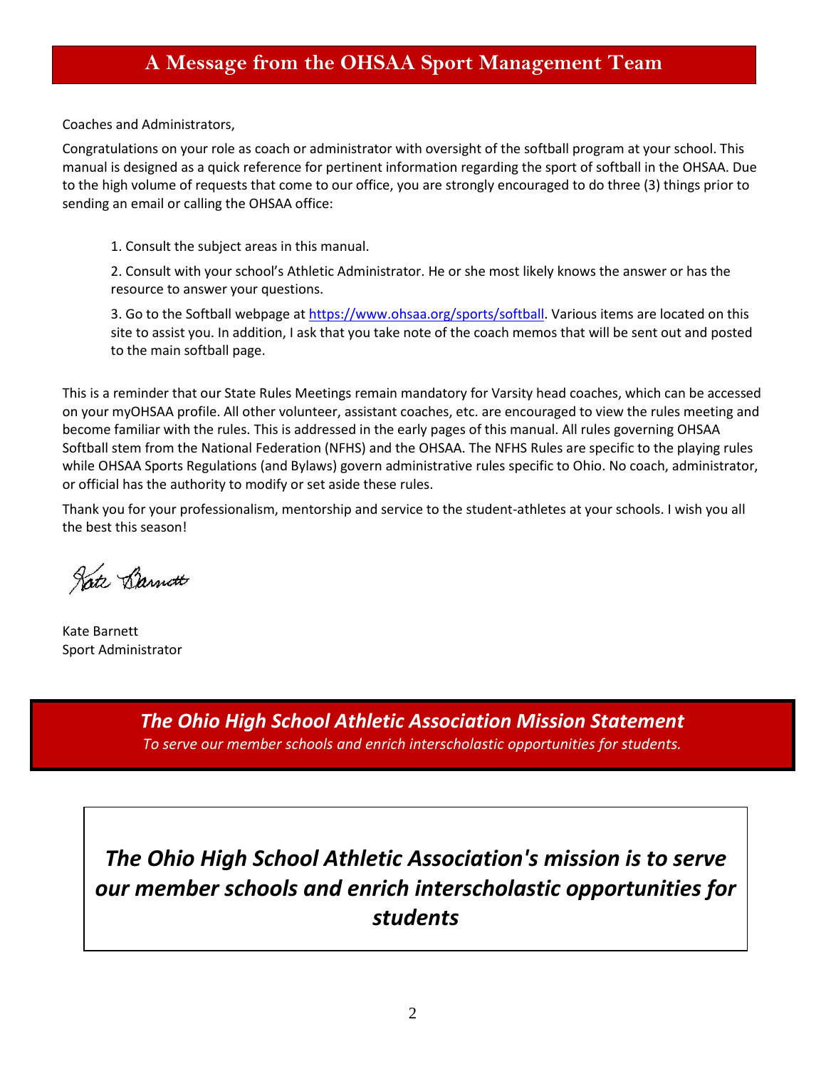# A Message from the OHSAA Sport Management Team

Coaches and Administrators,

Congratulations on your role as coach or administrator with oversight of the softball program at your school. This manual is designed as a quick reference for pertinent information regarding the sport of softball in the OHSAA. Due to the high volume of requests that come to our office, you are strongly encouraged to do three (3) things prior to sending an email or calling the OHSAA office:

1. Consult the subject areas in this manual.
2. Consult with your school's Athletic Administrator. He or she most likely knows the answer or has the resource to answer your questions.
3. Go to the Softball webpage at https://www.ohsaa.org/sports/softball. Various items are located on this site to assist you. In addition, I ask that you take note of the coach memos that will be sent out and posted to the main softball page.

This is a reminder that our State Rules Meetings remain mandatory for Varsity head coaches, which can be accessed on your myOHSAA profile. All other volunteer, assistant coaches, etc. are encouraged to view the rules meeting and become familiar with the rules. This is addressed in the early pages of this manual. All rules governing OHSAA Softball stem from the National Federation (NFHS) and the OHSAA. The NFHS Rules are specific to the playing rules while OHSAA Sports Regulations (and Bylaws) govern administrative rules specific to Ohio. No coach, administrator, or official has the authority to modify or set aside these rules.

Thank you for your professionalism, mentorship and service to the student-athletes at your schools. I wish you all the best this season!

*Kate Barnett*

Kate Barnett
Sport Administrator

***The Ohio High School Athletic Association Mission Statement***
*To serve our member schools and enrich interscholastic opportunities for students.*

***The Ohio High School Athletic Association's mission is to serve our member schools and enrich interscholastic opportunities for students***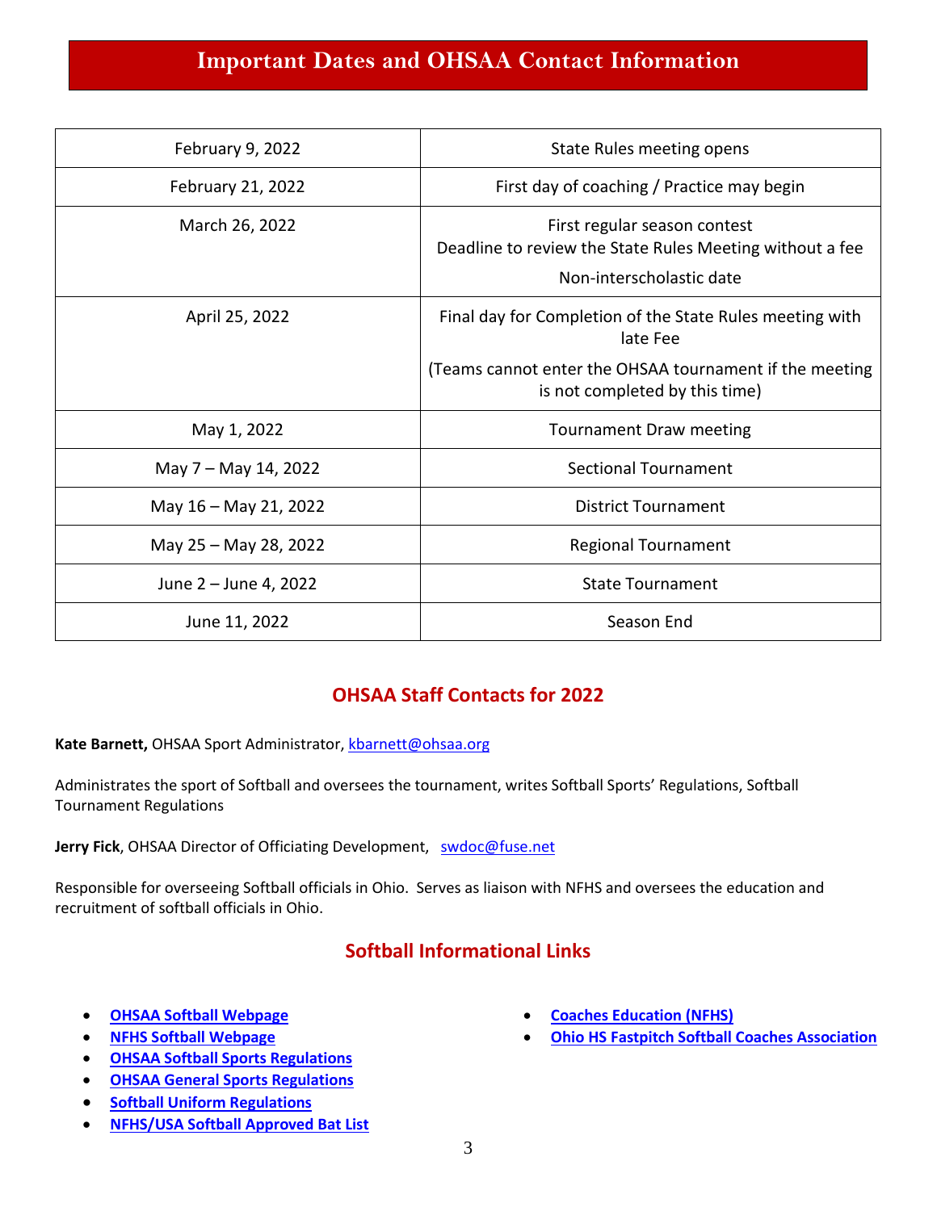# Important Dates and OHSAA Contact Information

| | |
|---|---|
| February 9, 2022 | State Rules meeting opens |
| February 21, 2022 | First day of coaching / Practice may begin |
| March 26, 2022 | First regular season contest<br>Deadline to review the State Rules Meeting without a fee<br>Non-interscholastic date |
| April 25, 2022 | Final day for Completion of the State Rules meeting with late Fee<br>(Teams cannot enter the OHSAA tournament if the meeting is not completed by this time) |
| May 1, 2022 | Tournament Draw meeting |
| May 7 – May 14, 2022 | Sectional Tournament |
| May 16 – May 21, 2022 | District Tournament |
| May 25 – May 28, 2022 | Regional Tournament |
| June 2 – June 4, 2022 | State Tournament |
| June 11, 2022 | Season End |

## OHSAA Staff Contacts for 2022

**Kate Barnett,** OHSAA Sport Administrator, kbarnett@ohsaa.org

Administrates the sport of Softball and oversees the tournament, writes Softball Sports' Regulations, Softball Tournament Regulations

**Jerry Fick**, OHSAA Director of Officiating Development, swdoc@fuse.net

Responsible for overseeing Softball officials in Ohio. Serves as liaison with NFHS and oversees the education and recruitment of softball officials in Ohio.

## Softball Informational Links

- **OHSAA Softball Webpage**
- **NFHS Softball Webpage**
- **OHSAA Softball Sports Regulations**
- **OHSAA General Sports Regulations**
- **Softball Uniform Regulations**
- **NFHS/USA Softball Approved Bat List**
- **Coaches Education (NFHS)**
- **Ohio HS Fastpitch Softball Coaches Association**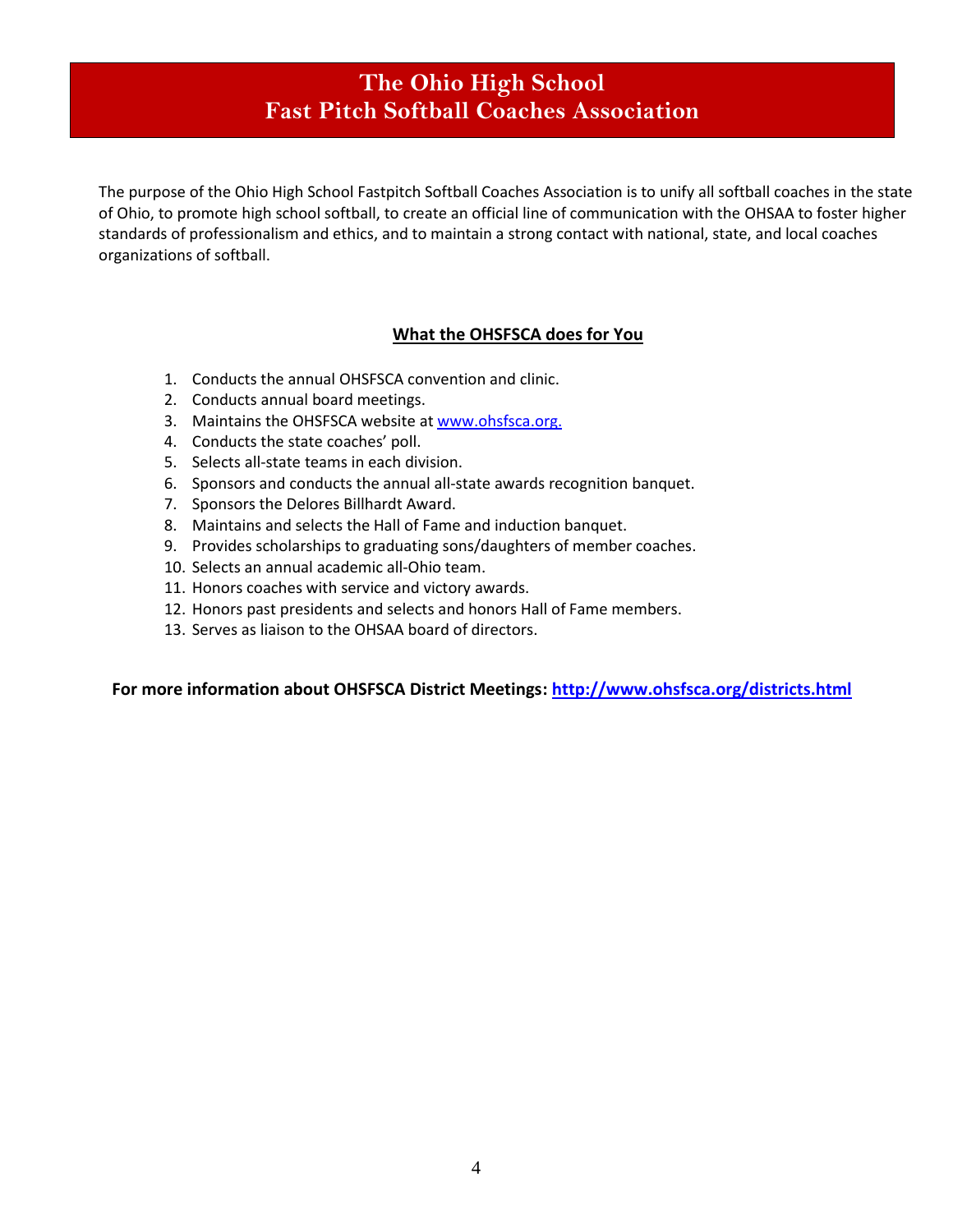# The Ohio High School Fast Pitch Softball Coaches Association

The purpose of the Ohio High School Fastpitch Softball Coaches Association is to unify all softball coaches in the state of Ohio, to promote high school softball, to create an official line of communication with the OHSAA to foster higher standards of professionalism and ethics, and to maintain a strong contact with national, state, and local coaches organizations of softball.

## What the OHSFSCA does for You

1. Conducts the annual OHSFSCA convention and clinic.
2. Conducts annual board meetings.
3. Maintains the OHSFSCA website at www.ohsfsca.org.
4. Conducts the state coaches' poll.
5. Selects all-state teams in each division.
6. Sponsors and conducts the annual all-state awards recognition banquet.
7. Sponsors the Delores Billhardt Award.
8. Maintains and selects the Hall of Fame and induction banquet.
9. Provides scholarships to graduating sons/daughters of member coaches.
10. Selects an annual academic all-Ohio team.
11. Honors coaches with service and victory awards.
12. Honors past presidents and selects and honors Hall of Fame members.
13. Serves as liaison to the OHSAA board of directors.

**For more information about OHSFSCA District Meetings: http://www.ohsfsca.org/districts.html**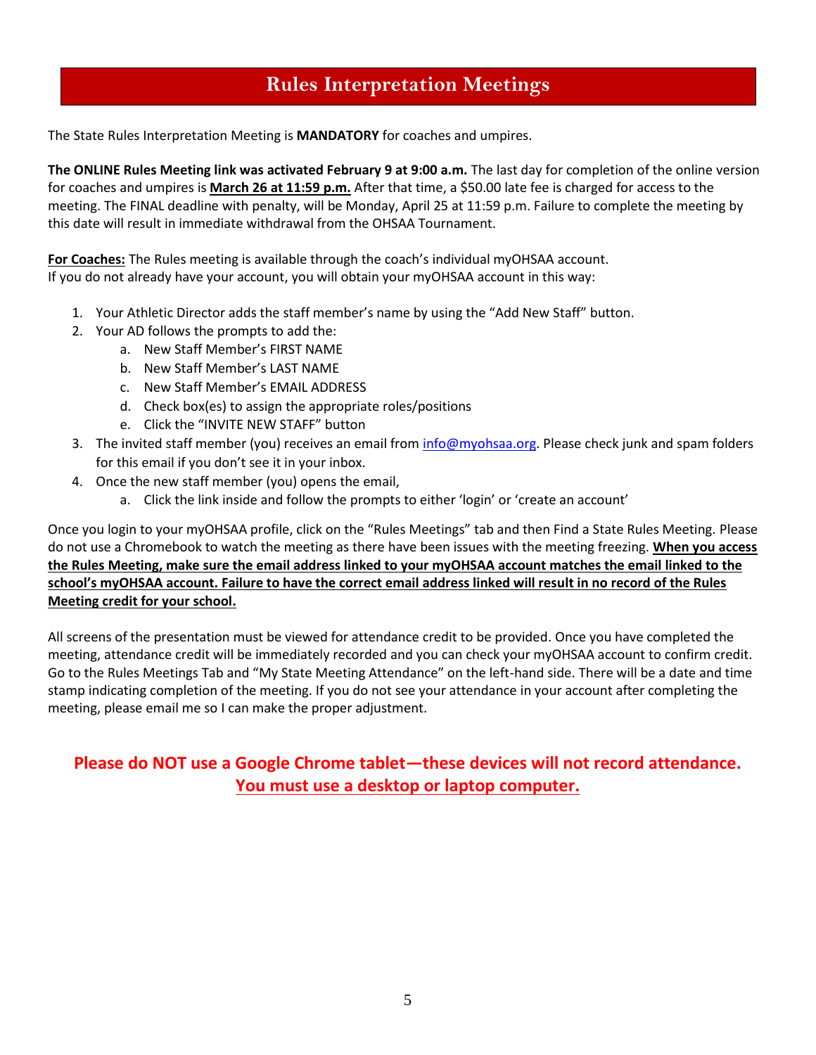# Rules Interpretation Meetings

The State Rules Interpretation Meeting is **MANDATORY** for coaches and umpires.

**The ONLINE Rules Meeting link was activated February 9 at 9:00 a.m.** The last day for completion of the online version for coaches and umpires is **March 26 at 11:59 p.m.** After that time, a $50.00 late fee is charged for access to the meeting. The FINAL deadline with penalty, will be Monday, April 25 at 11:59 p.m. Failure to complete the meeting by this date will result in immediate withdrawal from the OHSAA Tournament.

**For Coaches:** The Rules meeting is available through the coach's individual myOHSAA account. If you do not already have your account, you will obtain your myOHSAA account in this way:

1. Your Athletic Director adds the staff member's name by using the "Add New Staff" button.
2. Your AD follows the prompts to add the:
   a. New Staff Member's FIRST NAME
   b. New Staff Member's LAST NAME
   c. New Staff Member's EMAIL ADDRESS
   d. Check box(es) to assign the appropriate roles/positions
   e. Click the "INVITE NEW STAFF" button
3. The invited staff member (you) receives an email from info@myohsaa.org. Please check junk and spam folders for this email if you don't see it in your inbox.
4. Once the new staff member (you) opens the email,
   a. Click the link inside and follow the prompts to either 'login' or 'create an account'

Once you login to your myOHSAA profile, click on the "Rules Meetings" tab and then Find a State Rules Meeting. Please do not use a Chromebook to watch the meeting as there have been issues with the meeting freezing. **When you access the Rules Meeting, make sure the email address linked to your myOHSAA account matches the email linked to the school's myOHSAA account. Failure to have the correct email address linked will result in no record of the Rules Meeting credit for your school.**

All screens of the presentation must be viewed for attendance credit to be provided. Once you have completed the meeting, attendance credit will be immediately recorded and you can check your myOHSAA account to confirm credit. Go to the Rules Meetings Tab and "My State Meeting Attendance" on the left-hand side. There will be a date and time stamp indicating completion of the meeting. If you do not see your attendance in your account after completing the meeting, please email me so I can make the proper adjustment.

**Please do NOT use a Google Chrome tablet—these devices will not record attendance. You must use a desktop or laptop computer.**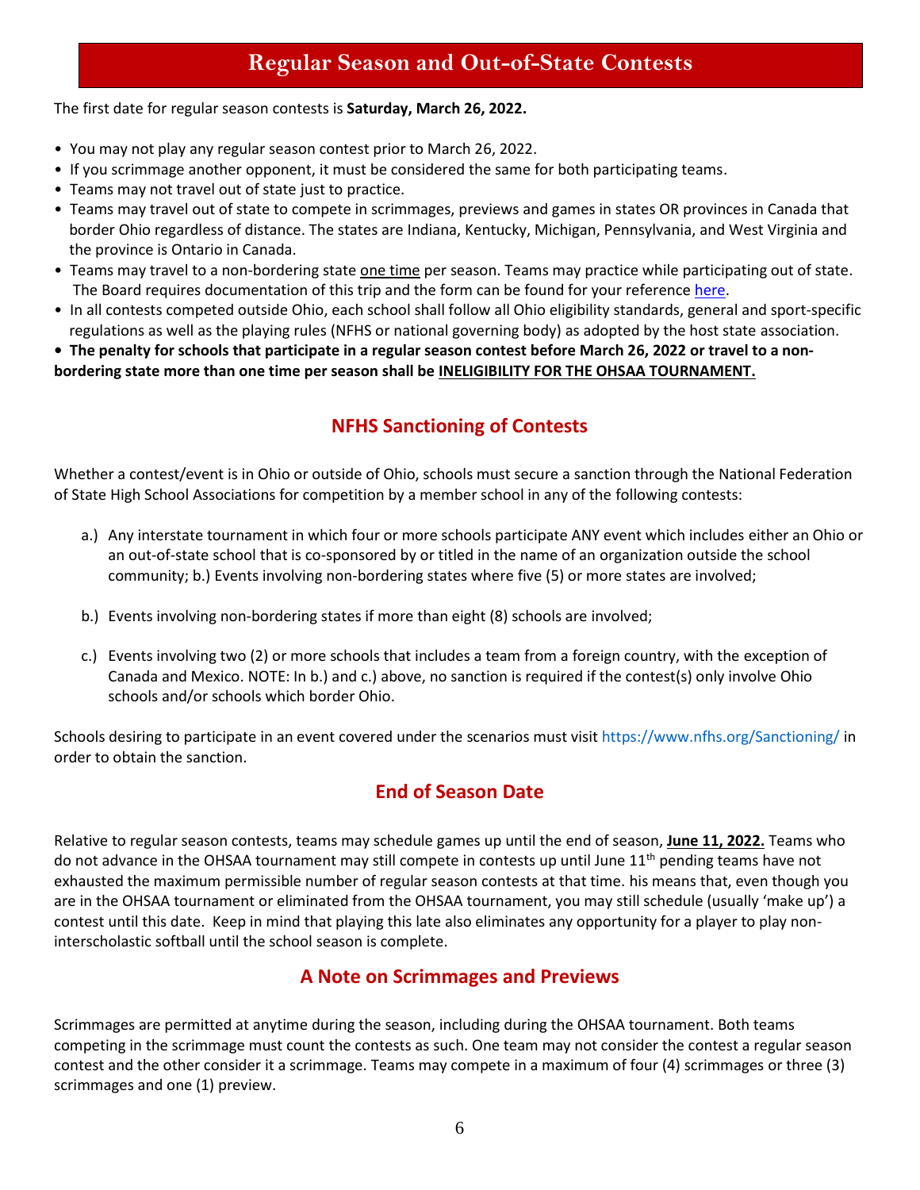## Regular Season and Out-of-State Contests

The first date for regular season contests is **Saturday, March 26, 2022.**

- You may not play any regular season contest prior to March 26, 2022.
- If you scrimmage another opponent, it must be considered the same for both participating teams.
- Teams may not travel out of state just to practice.
- Teams may travel out of state to compete in scrimmages, previews and games in states OR provinces in Canada that border Ohio regardless of distance. The states are Indiana, Kentucky, Michigan, Pennsylvania, and West Virginia and the province is Ontario in Canada.
- Teams may travel to a non-bordering state one time per season. Teams may practice while participating out of state. The Board requires documentation of this trip and the form can be found for your reference here.
- In all contests competed outside Ohio, each school shall follow all Ohio eligibility standards, general and sport-specific regulations as well as the playing rules (NFHS or national governing body) as adopted by the host state association.

**• The penalty for schools that participate in a regular season contest before March 26, 2022 or travel to a non-bordering state more than one time per season shall be INELIGIBILITY FOR THE OHSAA TOURNAMENT.**

### NFHS Sanctioning of Contests

Whether a contest/event is in Ohio or outside of Ohio, schools must secure a sanction through the National Federation of State High School Associations for competition by a member school in any of the following contests:

a.) Any interstate tournament in which four or more schools participate ANY event which includes either an Ohio or an out-of-state school that is co-sponsored by or titled in the name of an organization outside the school community; b.) Events involving non-bordering states where five (5) or more states are involved;

b.) Events involving non-bordering states if more than eight (8) schools are involved;

c.) Events involving two (2) or more schools that includes a team from a foreign country, with the exception of Canada and Mexico. NOTE: In b.) and c.) above, no sanction is required if the contest(s) only involve Ohio schools and/or schools which border Ohio.

Schools desiring to participate in an event covered under the scenarios must visit https://www.nfhs.org/Sanctioning/ in order to obtain the sanction.

### End of Season Date

Relative to regular season contests, teams may schedule games up until the end of season, **June 11, 2022.** Teams who do not advance in the OHSAA tournament may still compete in contests up until June 11th pending teams have not exhausted the maximum permissible number of regular season contests at that time. his means that, even though you are in the OHSAA tournament or eliminated from the OHSAA tournament, you may still schedule (usually 'make up') a contest until this date. Keep in mind that playing this late also eliminates any opportunity for a player to play non-interscholastic softball until the school season is complete.

### A Note on Scrimmages and Previews

Scrimmages are permitted at anytime during the season, including during the OHSAA tournament. Both teams competing in the scrimmage must count the contests as such. One team may not consider the contest a regular season contest and the other consider it a scrimmage. Teams may compete in a maximum of four (4) scrimmages or three (3) scrimmages and one (1) preview.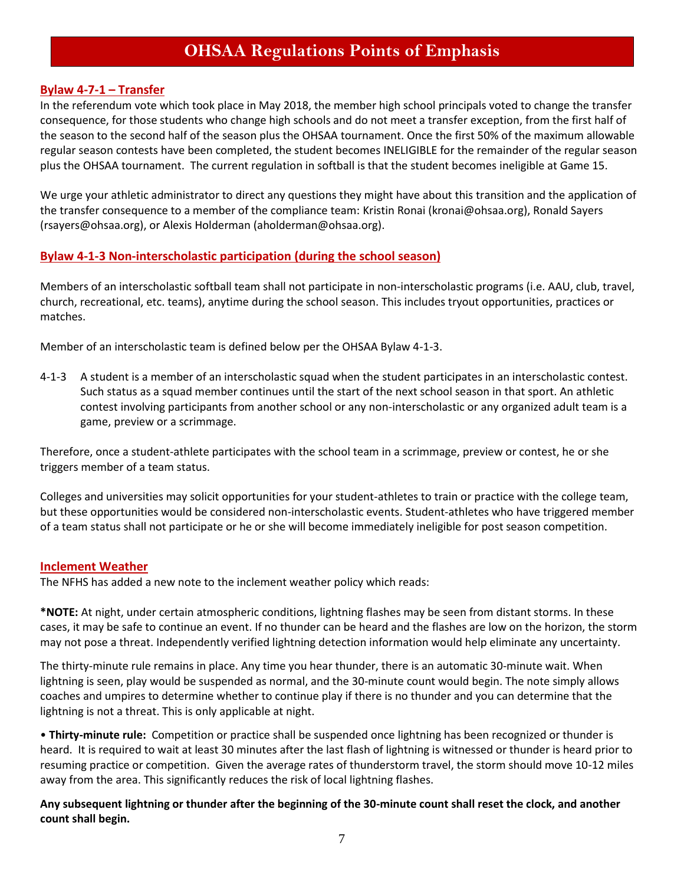# OHSAA Regulations Points of Emphasis

## Bylaw 4-7-1 – Transfer

In the referendum vote which took place in May 2018, the member high school principals voted to change the transfer consequence, for those students who change high schools and do not meet a transfer exception, from the first half of the season to the second half of the season plus the OHSAA tournament. Once the first 50% of the maximum allowable regular season contests have been completed, the student becomes INELIGIBLE for the remainder of the regular season plus the OHSAA tournament. The current regulation in softball is that the student becomes ineligible at Game 15.

We urge your athletic administrator to direct any questions they might have about this transition and the application of the transfer consequence to a member of the compliance team: Kristin Ronai (kronai@ohsaa.org), Ronald Sayers (rsayers@ohsaa.org), or Alexis Holderman (aholderman@ohsaa.org).

## Bylaw 4-1-3 Non-interscholastic participation (during the school season)

Members of an interscholastic softball team shall not participate in non-interscholastic programs (i.e. AAU, club, travel, church, recreational, etc. teams), anytime during the school season. This includes tryout opportunities, practices or matches.

Member of an interscholastic team is defined below per the OHSAA Bylaw 4-1-3.

4-1-3 A student is a member of an interscholastic squad when the student participates in an interscholastic contest. Such status as a squad member continues until the start of the next school season in that sport. An athletic contest involving participants from another school or any non-interscholastic or any organized adult team is a game, preview or a scrimmage.

Therefore, once a student-athlete participates with the school team in a scrimmage, preview or contest, he or she triggers member of a team status.

Colleges and universities may solicit opportunities for your student-athletes to train or practice with the college team, but these opportunities would be considered non-interscholastic events. Student-athletes who have triggered member of a team status shall not participate or he or she will become immediately ineligible for post season competition.

## Inclement Weather

The NFHS has added a new note to the inclement weather policy which reads:

***NOTE:** At night, under certain atmospheric conditions, lightning flashes may be seen from distant storms. In these cases, it may be safe to continue an event. If no thunder can be heard and the flashes are low on the horizon, the storm may not pose a threat. Independently verified lightning detection information would help eliminate any uncertainty.

The thirty-minute rule remains in place. Any time you hear thunder, there is an automatic 30-minute wait. When lightning is seen, play would be suspended as normal, and the 30-minute count would begin. The note simply allows coaches and umpires to determine whether to continue play if there is no thunder and you can determine that the lightning is not a threat. This is only applicable at night.

- **Thirty-minute rule:** Competition or practice shall be suspended once lightning has been recognized or thunder is heard. It is required to wait at least 30 minutes after the last flash of lightning is witnessed or thunder is heard prior to resuming practice or competition. Given the average rates of thunderstorm travel, the storm should move 10-12 miles away from the area. This significantly reduces the risk of local lightning flashes.

**Any subsequent lightning or thunder after the beginning of the 30-minute count shall reset the clock, and another count shall begin.**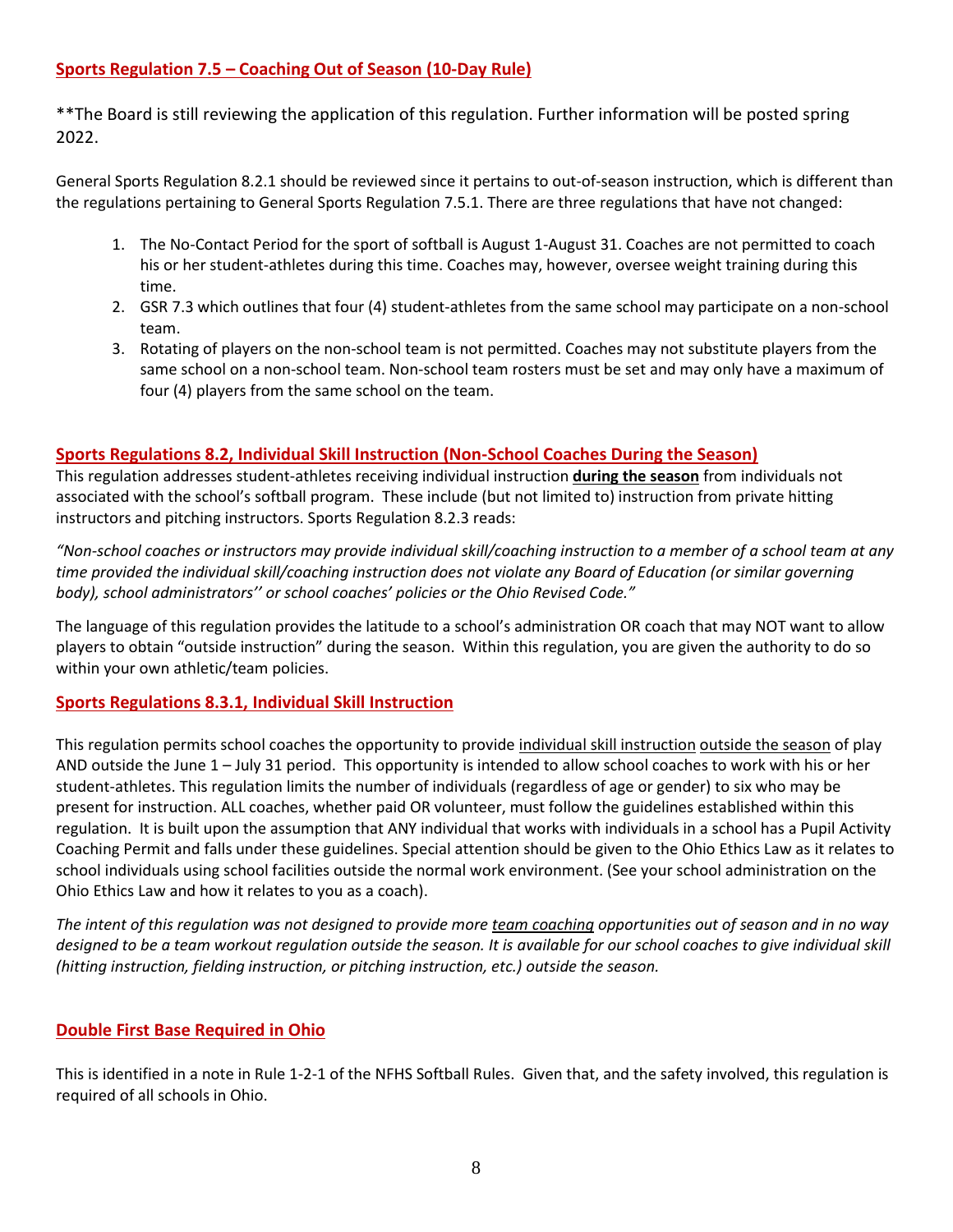## Sports Regulation 7.5 – Coaching Out of Season (10-Day Rule)

**The Board is still reviewing the application of this regulation. Further information will be posted spring 2022.

General Sports Regulation 8.2.1 should be reviewed since it pertains to out-of-season instruction, which is different than the regulations pertaining to General Sports Regulation 7.5.1. There are three regulations that have not changed:

1. The No-Contact Period for the sport of softball is August 1-August 31. Coaches are not permitted to coach his or her student-athletes during this time. Coaches may, however, oversee weight training during this time.
2. GSR 7.3 which outlines that four (4) student-athletes from the same school may participate on a non-school team.
3. Rotating of players on the non-school team is not permitted. Coaches may not substitute players from the same school on a non-school team. Non-school team rosters must be set and may only have a maximum of four (4) players from the same school on the team.

## Sports Regulations 8.2, Individual Skill Instruction (Non-School Coaches During the Season)

This regulation addresses student-athletes receiving individual instruction **during the season** from individuals not associated with the school's softball program. These include (but not limited to) instruction from private hitting instructors and pitching instructors. Sports Regulation 8.2.3 reads:

*"Non-school coaches or instructors may provide individual skill/coaching instruction to a member of a school team at any time provided the individual skill/coaching instruction does not violate any Board of Education (or similar governing body), school administrators'' or school coaches' policies or the Ohio Revised Code."*

The language of this regulation provides the latitude to a school's administration OR coach that may NOT want to allow players to obtain "outside instruction" during the season. Within this regulation, you are given the authority to do so within your own athletic/team policies.

## Sports Regulations 8.3.1, Individual Skill Instruction

This regulation permits school coaches the opportunity to provide individual skill instruction outside the season of play AND outside the June 1 – July 31 period. This opportunity is intended to allow school coaches to work with his or her student-athletes. This regulation limits the number of individuals (regardless of age or gender) to six who may be present for instruction. ALL coaches, whether paid OR volunteer, must follow the guidelines established within this regulation. It is built upon the assumption that ANY individual that works with individuals in a school has a Pupil Activity Coaching Permit and falls under these guidelines. Special attention should be given to the Ohio Ethics Law as it relates to school individuals using school facilities outside the normal work environment. (See your school administration on the Ohio Ethics Law and how it relates to you as a coach).

*The intent of this regulation was not designed to provide more team coaching opportunities out of season and in no way designed to be a team workout regulation outside the season. It is available for our school coaches to give individual skill (hitting instruction, fielding instruction, or pitching instruction, etc.) outside the season.*

## Double First Base Required in Ohio

This is identified in a note in Rule 1-2-1 of the NFHS Softball Rules. Given that, and the safety involved, this regulation is required of all schools in Ohio.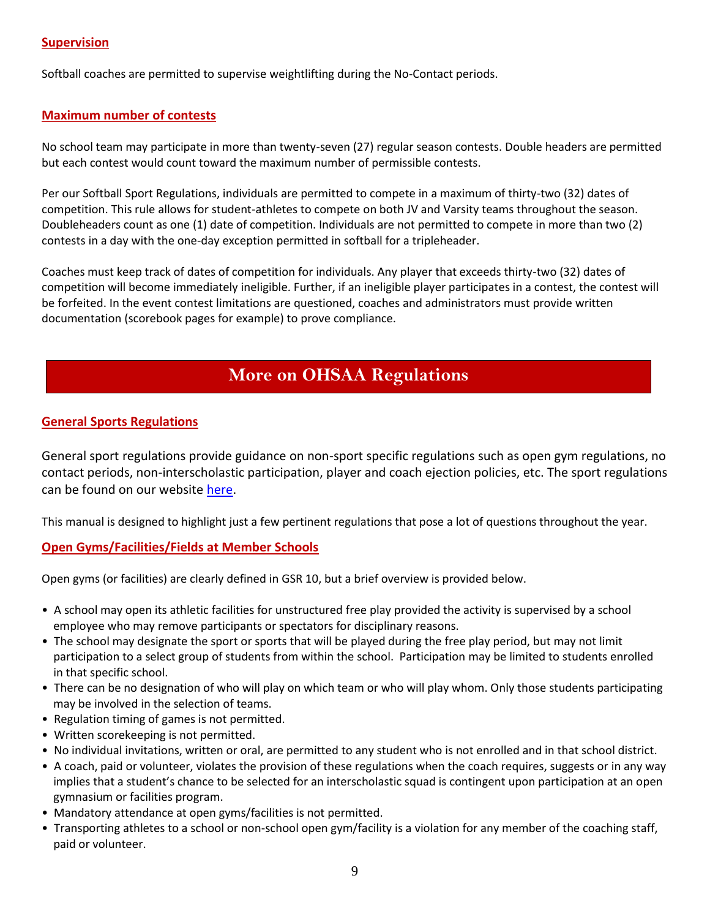### Supervision

Softball coaches are permitted to supervise weightlifting during the No-Contact periods.

### Maximum number of contests

No school team may participate in more than twenty-seven (27) regular season contests. Double headers are permitted but each contest would count toward the maximum number of permissible contests.

Per our Softball Sport Regulations, individuals are permitted to compete in a maximum of thirty-two (32) dates of competition. This rule allows for student-athletes to compete on both JV and Varsity teams throughout the season. Doubleheaders count as one (1) date of competition. Individuals are not permitted to compete in more than two (2) contests in a day with the one-day exception permitted in softball for a tripleheader.

Coaches must keep track of dates of competition for individuals. Any player that exceeds thirty-two (32) dates of competition will become immediately ineligible. Further, if an ineligible player participates in a contest, the contest will be forfeited. In the event contest limitations are questioned, coaches and administrators must provide written documentation (scorebook pages for example) to prove compliance.

## More on OHSAA Regulations

### General Sports Regulations

General sport regulations provide guidance on non-sport specific regulations such as open gym regulations, no contact periods, non-interscholastic participation, player and coach ejection policies, etc. The sport regulations can be found on our website here.

This manual is designed to highlight just a few pertinent regulations that pose a lot of questions throughout the year.

### Open Gyms/Facilities/Fields at Member Schools

Open gyms (or facilities) are clearly defined in GSR 10, but a brief overview is provided below.

- A school may open its athletic facilities for unstructured free play provided the activity is supervised by a school employee who may remove participants or spectators for disciplinary reasons.
- The school may designate the sport or sports that will be played during the free play period, but may not limit participation to a select group of students from within the school. Participation may be limited to students enrolled in that specific school.
- There can be no designation of who will play on which team or who will play whom. Only those students participating may be involved in the selection of teams.
- Regulation timing of games is not permitted.
- Written scorekeeping is not permitted.
- No individual invitations, written or oral, are permitted to any student who is not enrolled and in that school district.
- A coach, paid or volunteer, violates the provision of these regulations when the coach requires, suggests or in any way implies that a student's chance to be selected for an interscholastic squad is contingent upon participation at an open gymnasium or facilities program.
- Mandatory attendance at open gyms/facilities is not permitted.
- Transporting athletes to a school or non-school open gym/facility is a violation for any member of the coaching staff, paid or volunteer.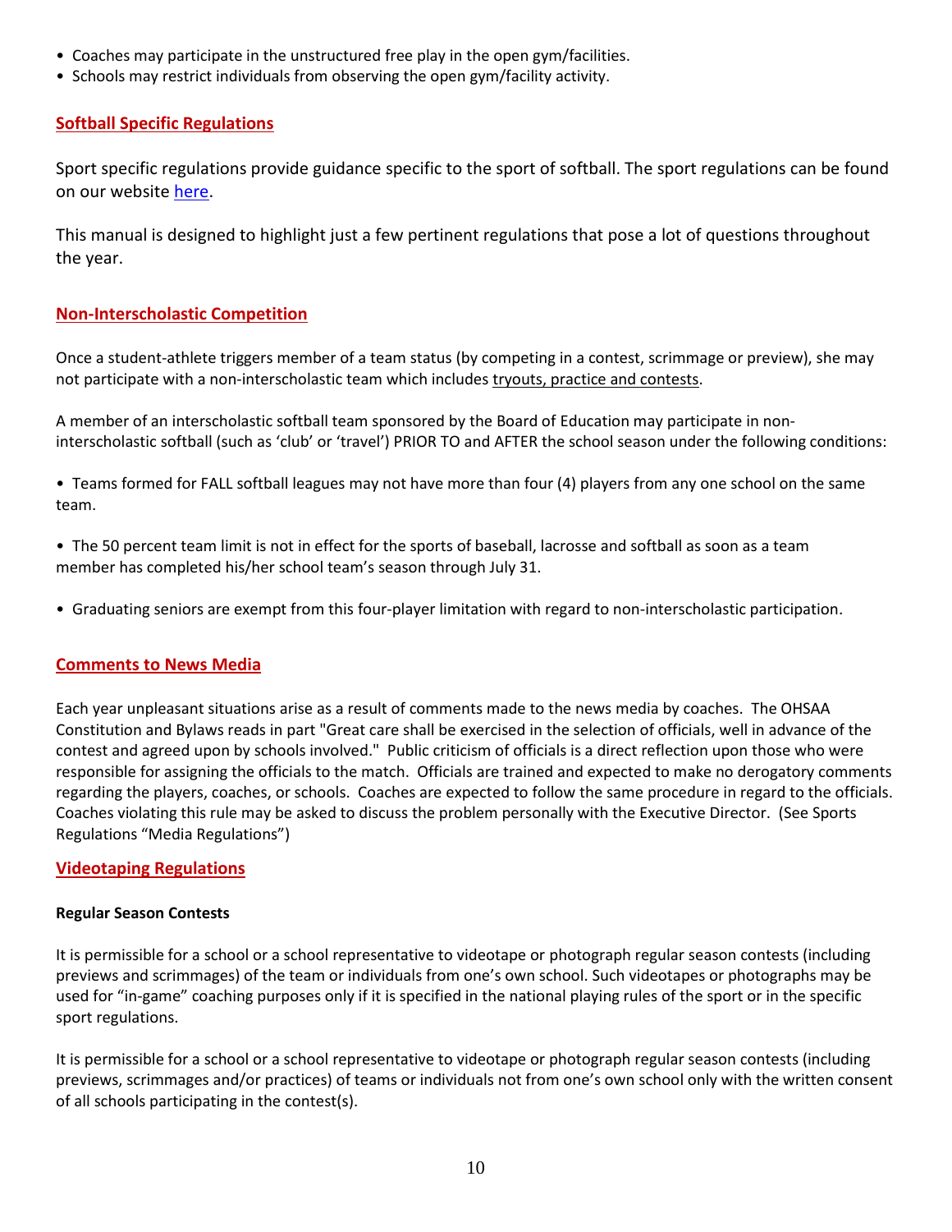- Coaches may participate in the unstructured free play in the open gym/facilities.
- Schools may restrict individuals from observing the open gym/facility activity.

## Softball Specific Regulations

Sport specific regulations provide guidance specific to the sport of softball. The sport regulations can be found on our website here.

This manual is designed to highlight just a few pertinent regulations that pose a lot of questions throughout the year.

## Non-Interscholastic Competition

Once a student-athlete triggers member of a team status (by competing in a contest, scrimmage or preview), she may not participate with a non-interscholastic team which includes tryouts, practice and contests.

A member of an interscholastic softball team sponsored by the Board of Education may participate in non-interscholastic softball (such as 'club' or 'travel') PRIOR TO and AFTER the school season under the following conditions:

- Teams formed for FALL softball leagues may not have more than four (4) players from any one school on the same team.
- The 50 percent team limit is not in effect for the sports of baseball, lacrosse and softball as soon as a team member has completed his/her school team's season through July 31.
- Graduating seniors are exempt from this four-player limitation with regard to non-interscholastic participation.

## Comments to News Media

Each year unpleasant situations arise as a result of comments made to the news media by coaches. The OHSAA Constitution and Bylaws reads in part "Great care shall be exercised in the selection of officials, well in advance of the contest and agreed upon by schools involved." Public criticism of officials is a direct reflection upon those who were responsible for assigning the officials to the match. Officials are trained and expected to make no derogatory comments regarding the players, coaches, or schools. Coaches are expected to follow the same procedure in regard to the officials. Coaches violating this rule may be asked to discuss the problem personally with the Executive Director. (See Sports Regulations "Media Regulations")

## Videotaping Regulations

**Regular Season Contests**

It is permissible for a school or a school representative to videotape or photograph regular season contests (including previews and scrimmages) of the team or individuals from one's own school. Such videotapes or photographs may be used for "in-game" coaching purposes only if it is specified in the national playing rules of the sport or in the specific sport regulations.

It is permissible for a school or a school representative to videotape or photograph regular season contests (including previews, scrimmages and/or practices) of teams or individuals not from one's own school only with the written consent of all schools participating in the contest(s).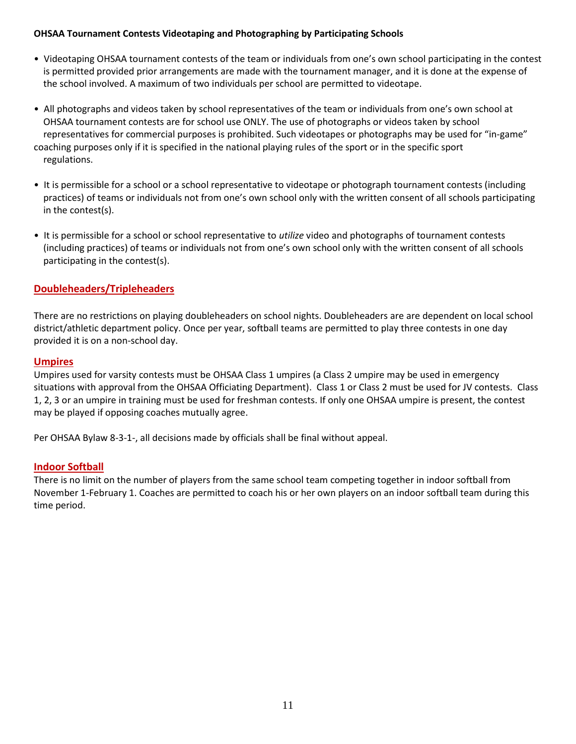**OHSAA Tournament Contests Videotaping and Photographing by Participating Schools**

- Videotaping OHSAA tournament contests of the team or individuals from one's own school participating in the contest is permitted provided prior arrangements are made with the tournament manager, and it is done at the expense of the school involved. A maximum of two individuals per school are permitted to videotape.

- All photographs and videos taken by school representatives of the team or individuals from one's own school at OHSAA tournament contests are for school use ONLY. The use of photographs or videos taken by school representatives for commercial purposes is prohibited. Such videotapes or photographs may be used for "in-game" coaching purposes only if it is specified in the national playing rules of the sport or in the specific sport regulations.

- It is permissible for a school or a school representative to videotape or photograph tournament contests (including practices) of teams or individuals not from one's own school only with the written consent of all schools participating in the contest(s).

- It is permissible for a school or school representative to *utilize* video and photographs of tournament contests (including practices) of teams or individuals not from one's own school only with the written consent of all schools participating in the contest(s).

## Doubleheaders/Tripleheaders

There are no restrictions on playing doubleheaders on school nights. Doubleheaders are are dependent on local school district/athletic department policy. Once per year, softball teams are permitted to play three contests in one day provided it is on a non-school day.

## Umpires

Umpires used for varsity contests must be OHSAA Class 1 umpires (a Class 2 umpire may be used in emergency situations with approval from the OHSAA Officiating Department). Class 1 or Class 2 must be used for JV contests. Class 1, 2, 3 or an umpire in training must be used for freshman contests. If only one OHSAA umpire is present, the contest may be played if opposing coaches mutually agree.

Per OHSAA Bylaw 8-3-1-, all decisions made by officials shall be final without appeal.

## Indoor Softball

There is no limit on the number of players from the same school team competing together in indoor softball from November 1-February 1. Coaches are permitted to coach his or her own players on an indoor softball team during this time period.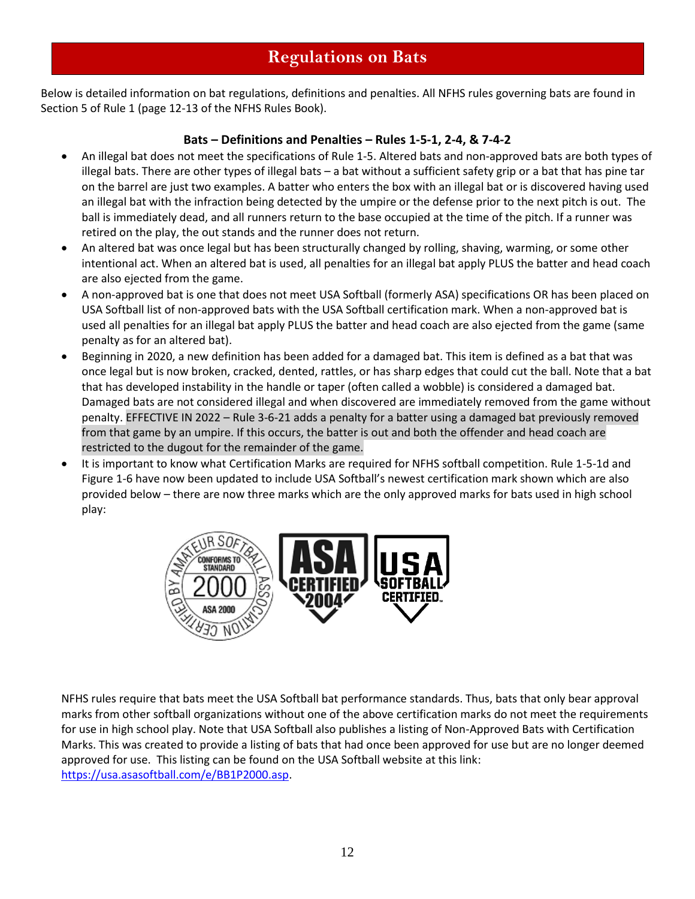# Regulations on Bats

Below is detailed information on bat regulations, definitions and penalties. All NFHS rules governing bats are found in Section 5 of Rule 1 (page 12-13 of the NFHS Rules Book).

### Bats – Definitions and Penalties – Rules 1-5-1, 2-4, & 7-4-2

- An illegal bat does not meet the specifications of Rule 1-5. Altered bats and non-approved bats are both types of illegal bats. There are other types of illegal bats – a bat without a sufficient safety grip or a bat that has pine tar on the barrel are just two examples. A batter who enters the box with an illegal bat or is discovered having used an illegal bat with the infraction being detected by the umpire or the defense prior to the next pitch is out. The ball is immediately dead, and all runners return to the base occupied at the time of the pitch. If a runner was retired on the play, the out stands and the runner does not return.
- An altered bat was once legal but has been structurally changed by rolling, shaving, warming, or some other intentional act. When an altered bat is used, all penalties for an illegal bat apply PLUS the batter and head coach are also ejected from the game.
- A non-approved bat is one that does not meet USA Softball (formerly ASA) specifications OR has been placed on USA Softball list of non-approved bats with the USA Softball certification mark. When a non-approved bat is used all penalties for an illegal bat apply PLUS the batter and head coach are also ejected from the game (same penalty as for an altered bat).
- Beginning in 2020, a new definition has been added for a damaged bat. This item is defined as a bat that was once legal but is now broken, cracked, dented, rattles, or has sharp edges that could cut the ball. Note that a bat that has developed instability in the handle or taper (often called a wobble) is considered a damaged bat. Damaged bats are not considered illegal and when discovered are immediately removed from the game without penalty. EFFECTIVE IN 2022 – Rule 3-6-21 adds a penalty for a batter using a damaged bat previously removed from that game by an umpire. If this occurs, the batter is out and both the offender and head coach are restricted to the dugout for the remainder of the game.
- It is important to know what Certification Marks are required for NFHS softball competition. Rule 1-5-1d and Figure 1-6 have now been updated to include USA Softball's newest certification mark shown which are also provided below – there are now three marks which are the only approved marks for bats used in high school play:

NFHS rules require that bats meet the USA Softball bat performance standards. Thus, bats that only bear approval marks from other softball organizations without one of the above certification marks do not meet the requirements for use in high school play. Note that USA Softball also publishes a listing of Non-Approved Bats with Certification Marks. This was created to provide a listing of bats that had once been approved for use but are no longer deemed approved for use. This listing can be found on the USA Softball website at this link: https://usa.asasoftball.com/e/BB1P2000.asp.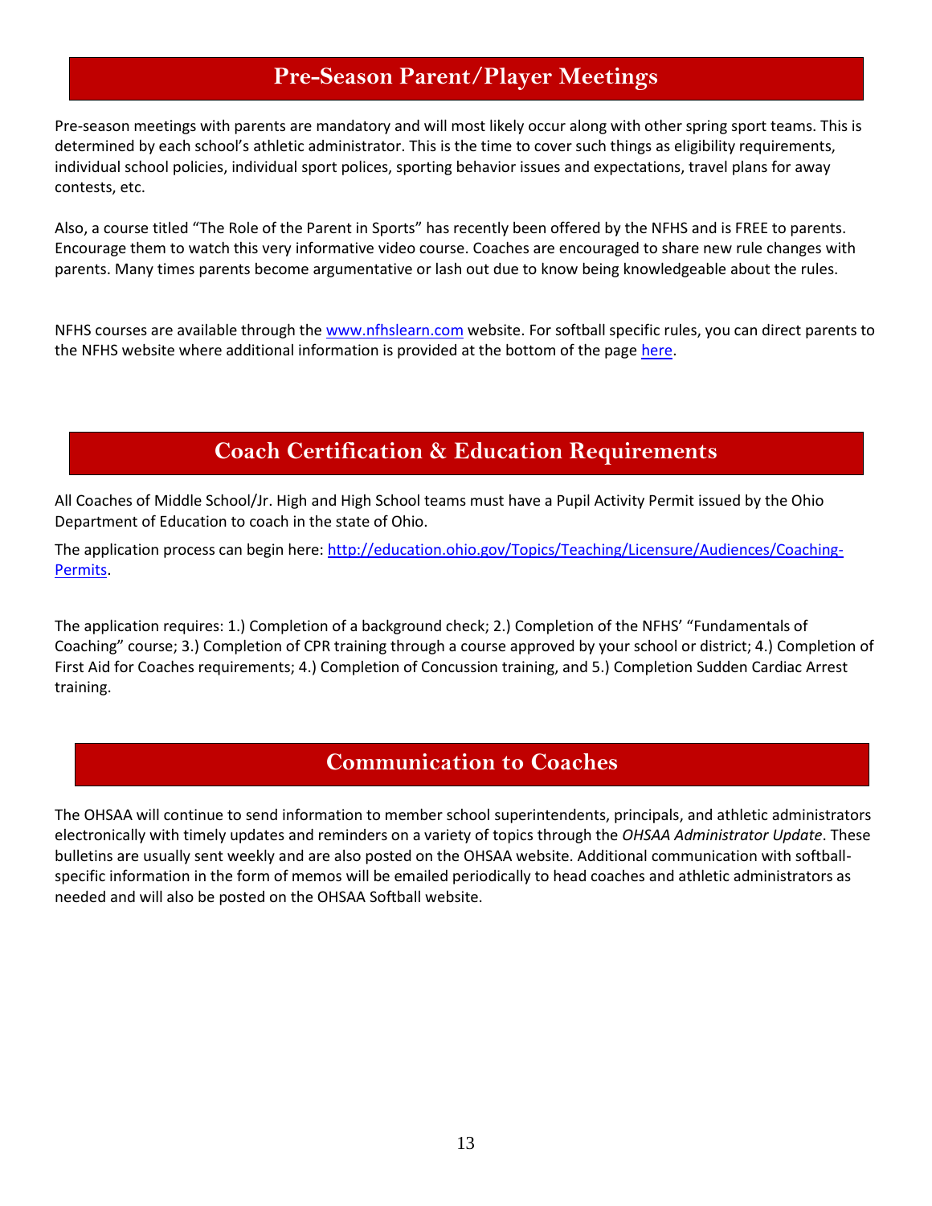## Pre-Season Parent/Player Meetings

Pre-season meetings with parents are mandatory and will most likely occur along with other spring sport teams. This is determined by each school's athletic administrator. This is the time to cover such things as eligibility requirements, individual school policies, individual sport polices, sporting behavior issues and expectations, travel plans for away contests, etc.

Also, a course titled "The Role of the Parent in Sports" has recently been offered by the NFHS and is FREE to parents. Encourage them to watch this very informative video course. Coaches are encouraged to share new rule changes with parents. Many times parents become argumentative or lash out due to know being knowledgeable about the rules.

NFHS courses are available through the [www.nfhslearn.com](www.nfhslearn.com) website. For softball specific rules, you can direct parents to the NFHS website where additional information is provided at the bottom of the page here.

## Coach Certification & Education Requirements

All Coaches of Middle School/Jr. High and High School teams must have a Pupil Activity Permit issued by the Ohio Department of Education to coach in the state of Ohio.

The application process can begin here: [http://education.ohio.gov/Topics/Teaching/Licensure/Audiences/Coaching-Permits](http://education.ohio.gov/Topics/Teaching/Licensure/Audiences/Coaching-Permits).

The application requires: 1.) Completion of a background check; 2.) Completion of the NFHS' "Fundamentals of Coaching" course; 3.) Completion of CPR training through a course approved by your school or district; 4.) Completion of First Aid for Coaches requirements; 4.) Completion of Concussion training, and 5.) Completion Sudden Cardiac Arrest training.

## Communication to Coaches

The OHSAA will continue to send information to member school superintendents, principals, and athletic administrators electronically with timely updates and reminders on a variety of topics through the *OHSAA Administrator Update*. These bulletins are usually sent weekly and are also posted on the OHSAA website. Additional communication with softball-specific information in the form of memos will be emailed periodically to head coaches and athletic administrators as needed and will also be posted on the OHSAA Softball website.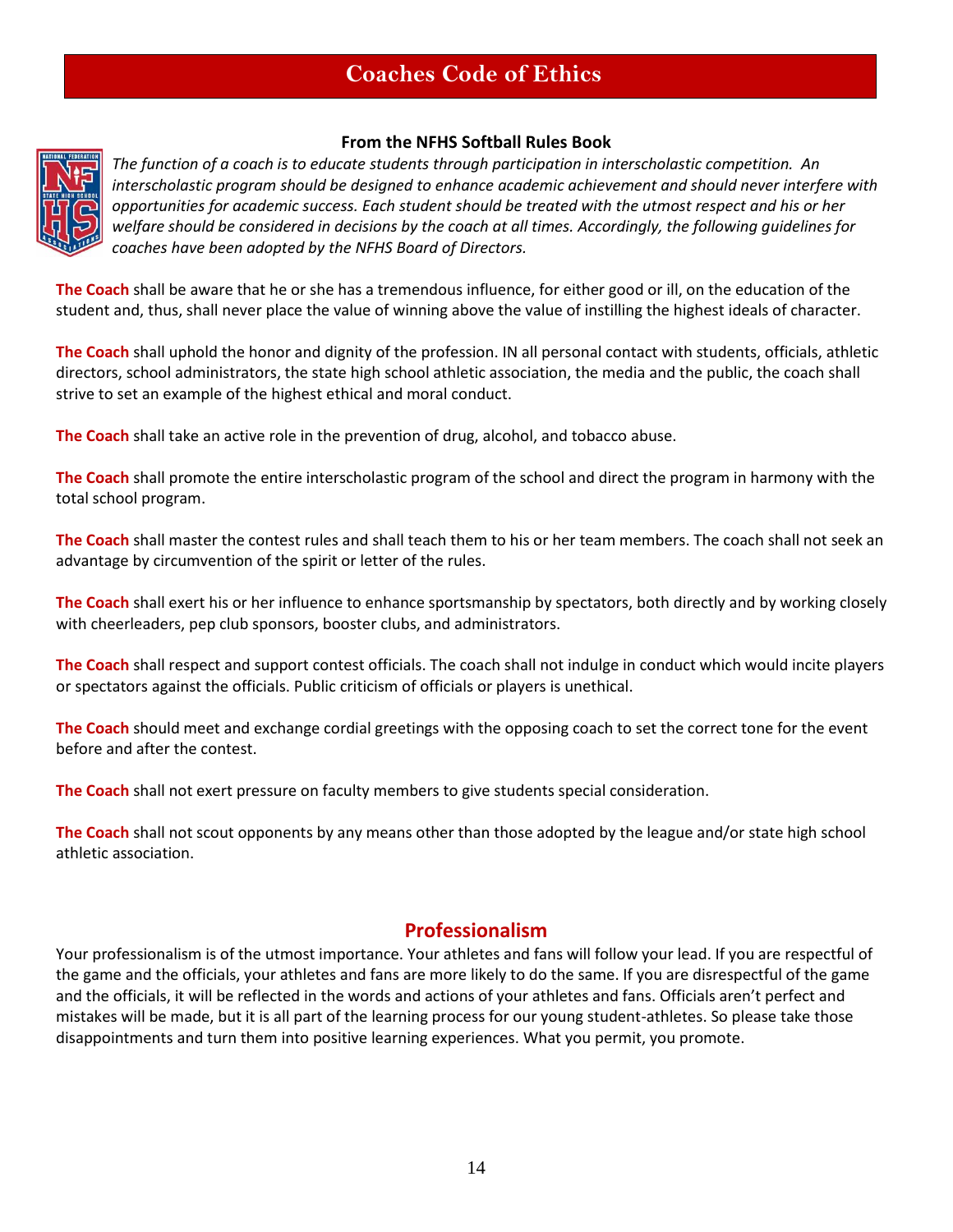# Coaches Code of Ethics

**From the NFHS Softball Rules Book**

*The function of a coach is to educate students through participation in interscholastic competition. An interscholastic program should be designed to enhance academic achievement and should never interfere with opportunities for academic success. Each student should be treated with the utmost respect and his or her welfare should be considered in decisions by the coach at all times. Accordingly, the following guidelines for coaches have been adopted by the NFHS Board of Directors.*

**The Coach** shall be aware that he or she has a tremendous influence, for either good or ill, on the education of the student and, thus, shall never place the value of winning above the value of instilling the highest ideals of character.

**The Coach** shall uphold the honor and dignity of the profession. IN all personal contact with students, officials, athletic directors, school administrators, the state high school athletic association, the media and the public, the coach shall strive to set an example of the highest ethical and moral conduct.

**The Coach** shall take an active role in the prevention of drug, alcohol, and tobacco abuse.

**The Coach** shall promote the entire interscholastic program of the school and direct the program in harmony with the total school program.

**The Coach** shall master the contest rules and shall teach them to his or her team members. The coach shall not seek an advantage by circumvention of the spirit or letter of the rules.

**The Coach** shall exert his or her influence to enhance sportsmanship by spectators, both directly and by working closely with cheerleaders, pep club sponsors, booster clubs, and administrators.

**The Coach** shall respect and support contest officials. The coach shall not indulge in conduct which would incite players or spectators against the officials. Public criticism of officials or players is unethical.

**The Coach** should meet and exchange cordial greetings with the opposing coach to set the correct tone for the event before and after the contest.

**The Coach** shall not exert pressure on faculty members to give students special consideration.

**The Coach** shall not scout opponents by any means other than those adopted by the league and/or state high school athletic association.

## Professionalism

Your professionalism is of the utmost importance. Your athletes and fans will follow your lead. If you are respectful of the game and the officials, your athletes and fans are more likely to do the same. If you are disrespectful of the game and the officials, it will be reflected in the words and actions of your athletes and fans. Officials aren't perfect and mistakes will be made, but it is all part of the learning process for our young student-athletes. So please take those disappointments and turn them into positive learning experiences. What you permit, you promote.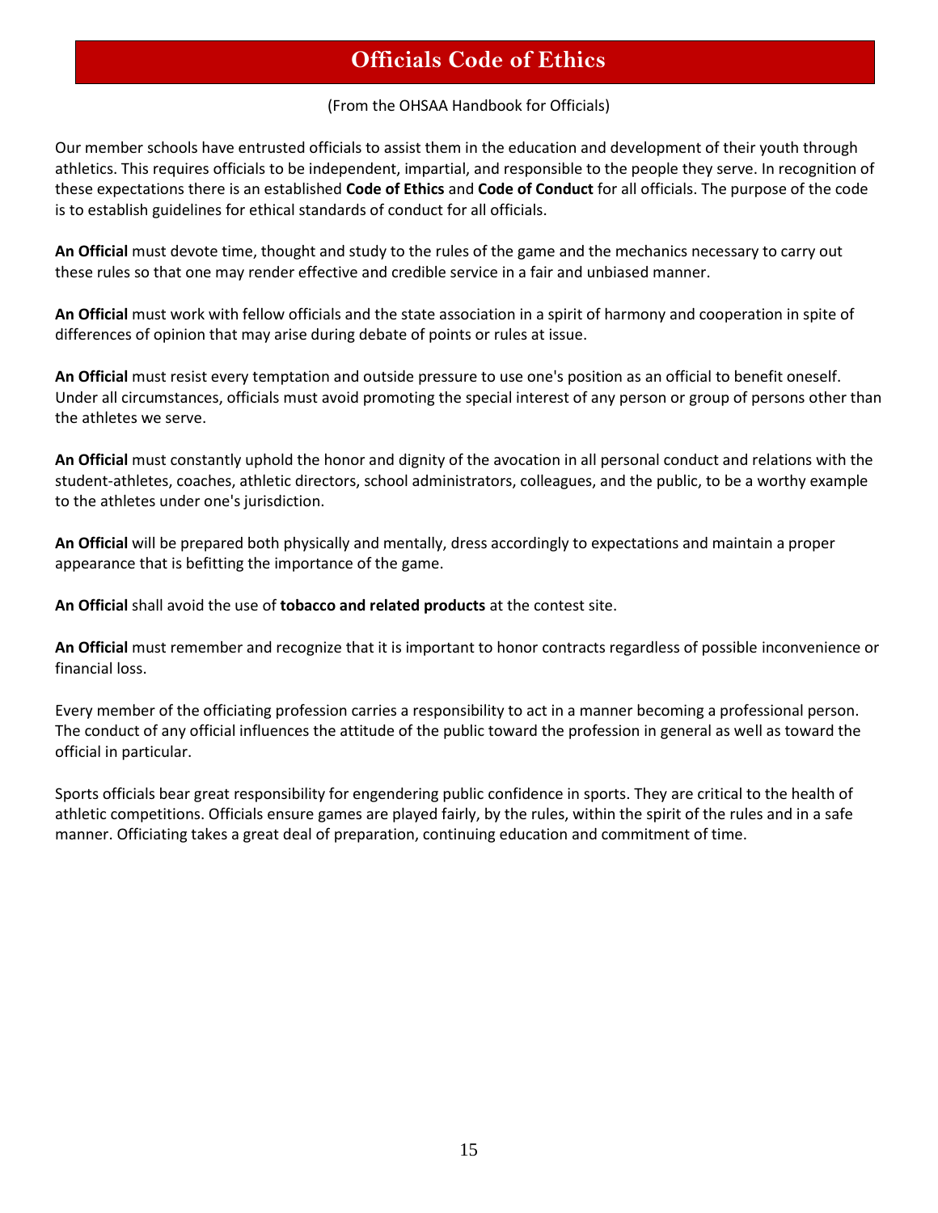# Officials Code of Ethics

(From the OHSAA Handbook for Officials)

Our member schools have entrusted officials to assist them in the education and development of their youth through athletics. This requires officials to be independent, impartial, and responsible to the people they serve. In recognition of these expectations there is an established **Code of Ethics** and **Code of Conduct** for all officials. The purpose of the code is to establish guidelines for ethical standards of conduct for all officials.

**An Official** must devote time, thought and study to the rules of the game and the mechanics necessary to carry out these rules so that one may render effective and credible service in a fair and unbiased manner.

**An Official** must work with fellow officials and the state association in a spirit of harmony and cooperation in spite of differences of opinion that may arise during debate of points or rules at issue.

**An Official** must resist every temptation and outside pressure to use one's position as an official to benefit oneself. Under all circumstances, officials must avoid promoting the special interest of any person or group of persons other than the athletes we serve.

**An Official** must constantly uphold the honor and dignity of the avocation in all personal conduct and relations with the student-athletes, coaches, athletic directors, school administrators, colleagues, and the public, to be a worthy example to the athletes under one's jurisdiction.

**An Official** will be prepared both physically and mentally, dress accordingly to expectations and maintain a proper appearance that is befitting the importance of the game.

**An Official** shall avoid the use of **tobacco and related products** at the contest site.

**An Official** must remember and recognize that it is important to honor contracts regardless of possible inconvenience or financial loss.

Every member of the officiating profession carries a responsibility to act in a manner becoming a professional person. The conduct of any official influences the attitude of the public toward the profession in general as well as toward the official in particular.

Sports officials bear great responsibility for engendering public confidence in sports. They are critical to the health of athletic competitions. Officials ensure games are played fairly, by the rules, within the spirit of the rules and in a safe manner. Officiating takes a great deal of preparation, continuing education and commitment of time.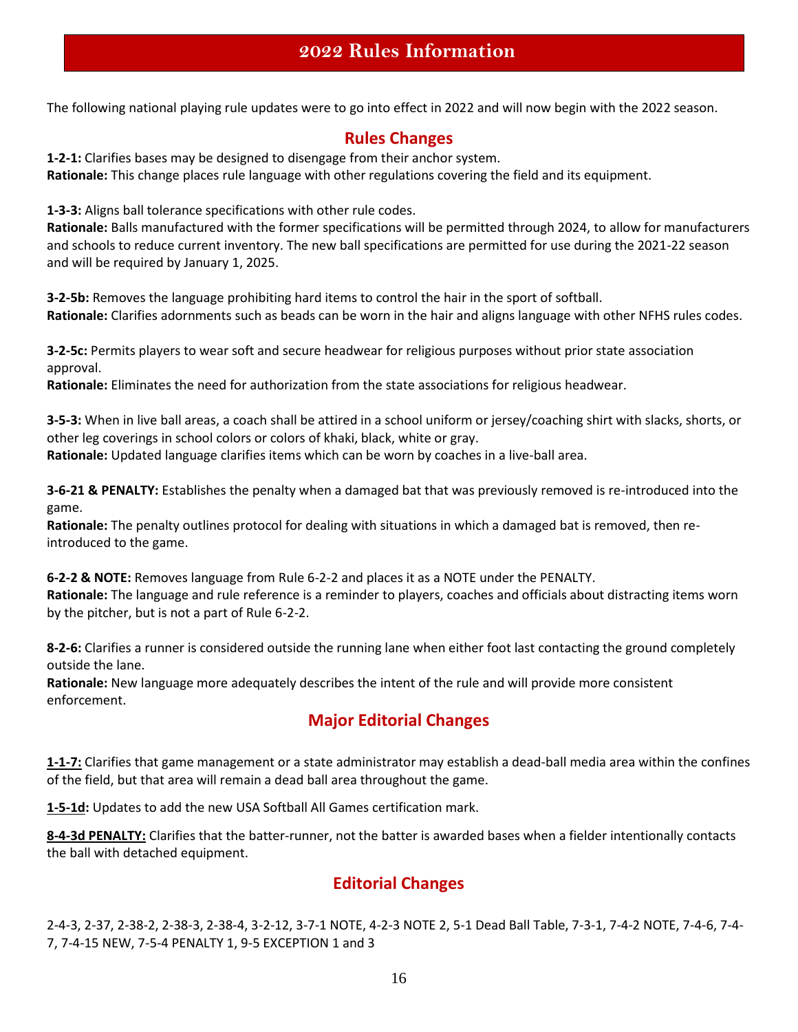# 2022 Rules Information

The following national playing rule updates were to go into effect in 2022 and will now begin with the 2022 season.

## Rules Changes

**1-2-1:** Clarifies bases may be designed to disengage from their anchor system.
**Rationale:** This change places rule language with other regulations covering the field and its equipment.

**1-3-3:** Aligns ball tolerance specifications with other rule codes.
**Rationale:** Balls manufactured with the former specifications will be permitted through 2024, to allow for manufacturers and schools to reduce current inventory. The new ball specifications are permitted for use during the 2021-22 season and will be required by January 1, 2025.

**3-2-5b:** Removes the language prohibiting hard items to control the hair in the sport of softball.
**Rationale:** Clarifies adornments such as beads can be worn in the hair and aligns language with other NFHS rules codes.

**3-2-5c:** Permits players to wear soft and secure headwear for religious purposes without prior state association approval.
**Rationale:** Eliminates the need for authorization from the state associations for religious headwear.

**3-5-3:** When in live ball areas, a coach shall be attired in a school uniform or jersey/coaching shirt with slacks, shorts, or other leg coverings in school colors or colors of khaki, black, white or gray.
**Rationale:** Updated language clarifies items which can be worn by coaches in a live-ball area.

**3-6-21 & PENALTY:** Establishes the penalty when a damaged bat that was previously removed is re-introduced into the game.
**Rationale:** The penalty outlines protocol for dealing with situations in which a damaged bat is removed, then re-introduced to the game.

**6-2-2 & NOTE:** Removes language from Rule 6-2-2 and places it as a NOTE under the PENALTY.
**Rationale:** The language and rule reference is a reminder to players, coaches and officials about distracting items worn by the pitcher, but is not a part of Rule 6-2-2.

**8-2-6:** Clarifies a runner is considered outside the running lane when either foot last contacting the ground completely outside the lane.
**Rationale:** New language more adequately describes the intent of the rule and will provide more consistent enforcement.

## Major Editorial Changes

**1-1-7:** Clarifies that game management or a state administrator may establish a dead-ball media area within the confines of the field, but that area will remain a dead ball area throughout the game.

**1-5-1d:** Updates to add the new USA Softball All Games certification mark.

**8-4-3d PENALTY:** Clarifies that the batter-runner, not the batter is awarded bases when a fielder intentionally contacts the ball with detached equipment.

## Editorial Changes

2-4-3, 2-37, 2-38-2, 2-38-3, 2-38-4, 3-2-12, 3-7-1 NOTE, 4-2-3 NOTE 2, 5-1 Dead Ball Table, 7-3-1, 7-4-2 NOTE, 7-4-6, 7-4-7, 7-4-15 NEW, 7-5-4 PENALTY 1, 9-5 EXCEPTION 1 and 3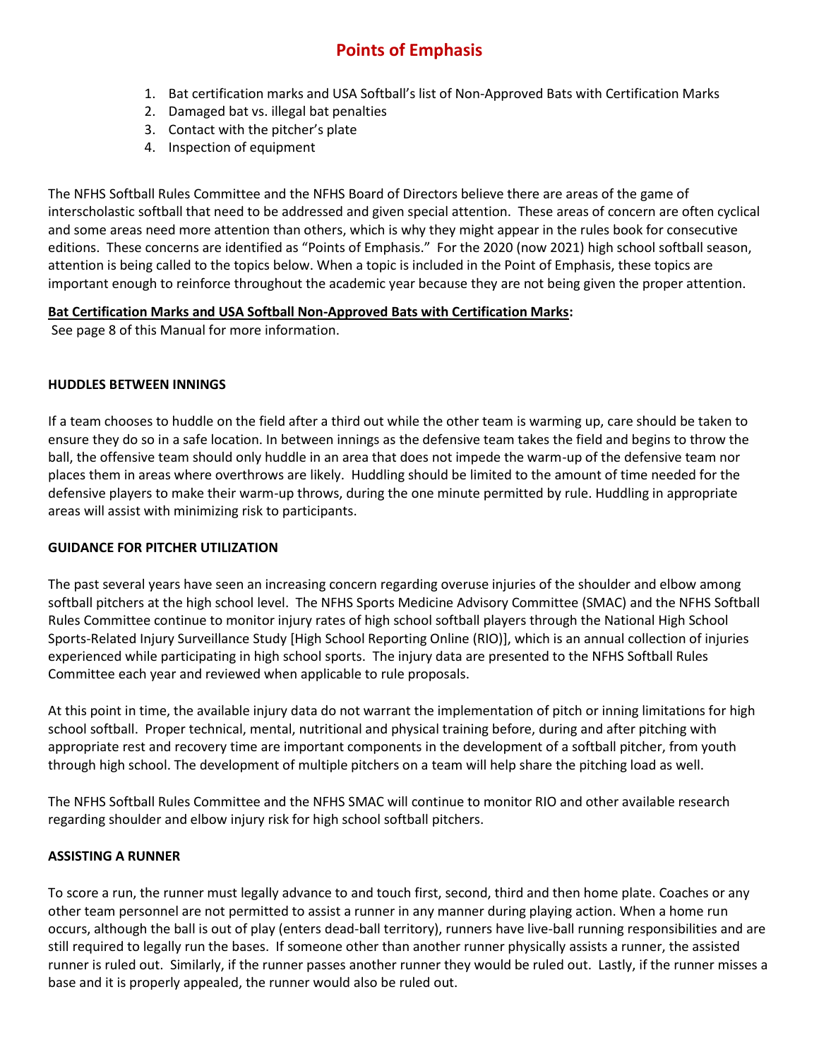# Points of Emphasis

1. Bat certification marks and USA Softball's list of Non-Approved Bats with Certification Marks
2. Damaged bat vs. illegal bat penalties
3. Contact with the pitcher's plate
4. Inspection of equipment

The NFHS Softball Rules Committee and the NFHS Board of Directors believe there are areas of the game of interscholastic softball that need to be addressed and given special attention. These areas of concern are often cyclical and some areas need more attention than others, which is why they might appear in the rules book for consecutive editions. These concerns are identified as "Points of Emphasis." For the 2020 (now 2021) high school softball season, attention is being called to the topics below. When a topic is included in the Point of Emphasis, these topics are important enough to reinforce throughout the academic year because they are not being given the proper attention.

**Bat Certification Marks and USA Softball Non-Approved Bats with Certification Marks:**
See page 8 of this Manual for more information.

**HUDDLES BETWEEN INNINGS**

If a team chooses to huddle on the field after a third out while the other team is warming up, care should be taken to ensure they do so in a safe location. In between innings as the defensive team takes the field and begins to throw the ball, the offensive team should only huddle in an area that does not impede the warm-up of the defensive team nor places them in areas where overthrows are likely. Huddling should be limited to the amount of time needed for the defensive players to make their warm-up throws, during the one minute permitted by rule. Huddling in appropriate areas will assist with minimizing risk to participants.

**GUIDANCE FOR PITCHER UTILIZATION**

The past several years have seen an increasing concern regarding overuse injuries of the shoulder and elbow among softball pitchers at the high school level. The NFHS Sports Medicine Advisory Committee (SMAC) and the NFHS Softball Rules Committee continue to monitor injury rates of high school softball players through the National High School Sports-Related Injury Surveillance Study [High School Reporting Online (RIO)], which is an annual collection of injuries experienced while participating in high school sports. The injury data are presented to the NFHS Softball Rules Committee each year and reviewed when applicable to rule proposals.

At this point in time, the available injury data do not warrant the implementation of pitch or inning limitations for high school softball. Proper technical, mental, nutritional and physical training before, during and after pitching with appropriate rest and recovery time are important components in the development of a softball pitcher, from youth through high school. The development of multiple pitchers on a team will help share the pitching load as well.

The NFHS Softball Rules Committee and the NFHS SMAC will continue to monitor RIO and other available research regarding shoulder and elbow injury risk for high school softball pitchers.

**ASSISTING A RUNNER**

To score a run, the runner must legally advance to and touch first, second, third and then home plate. Coaches or any other team personnel are not permitted to assist a runner in any manner during playing action. When a home run occurs, although the ball is out of play (enters dead-ball territory), runners have live-ball running responsibilities and are still required to legally run the bases. If someone other than another runner physically assists a runner, the assisted runner is ruled out. Similarly, if the runner passes another runner they would be ruled out. Lastly, if the runner misses a base and it is properly appealed, the runner would also be ruled out.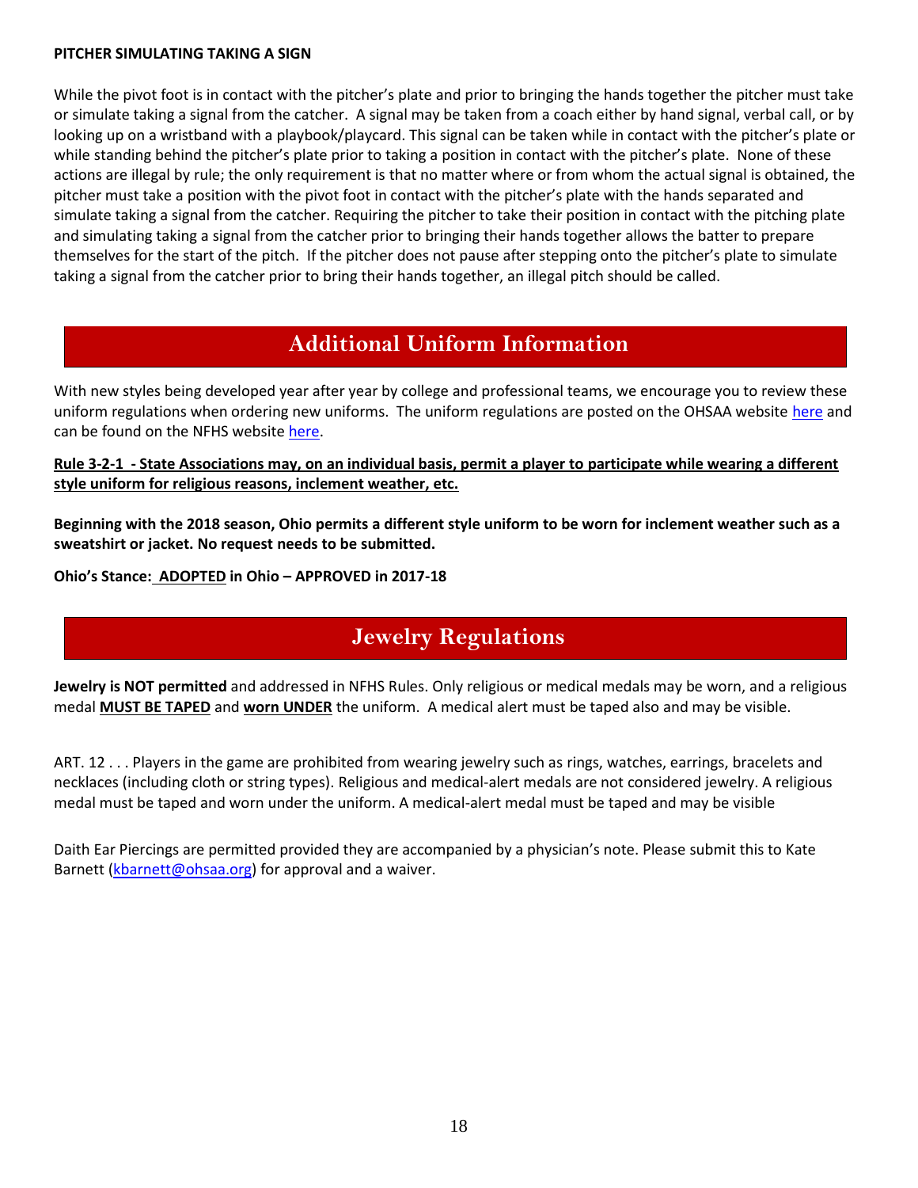**PITCHER SIMULATING TAKING A SIGN**

While the pivot foot is in contact with the pitcher's plate and prior to bringing the hands together the pitcher must take or simulate taking a signal from the catcher. A signal may be taken from a coach either by hand signal, verbal call, or by looking up on a wristband with a playbook/playcard. This signal can be taken while in contact with the pitcher's plate or while standing behind the pitcher's plate prior to taking a position in contact with the pitcher's plate. None of these actions are illegal by rule; the only requirement is that no matter where or from whom the actual signal is obtained, the pitcher must take a position with the pivot foot in contact with the pitcher's plate with the hands separated and simulate taking a signal from the catcher. Requiring the pitcher to take their position in contact with the pitching plate and simulating taking a signal from the catcher prior to bringing their hands together allows the batter to prepare themselves for the start of the pitch. If the pitcher does not pause after stepping onto the pitcher's plate to simulate taking a signal from the catcher prior to bring their hands together, an illegal pitch should be called.

## Additional Uniform Information

With new styles being developed year after year by college and professional teams, we encourage you to review these uniform regulations when ordering new uniforms. The uniform regulations are posted on the OHSAA website here and can be found on the NFHS website here.

**Rule 3-2-1 - State Associations may, on an individual basis, permit a player to participate while wearing a different style uniform for religious reasons, inclement weather, etc.**

**Beginning with the 2018 season, Ohio permits a different style uniform to be worn for inclement weather such as a sweatshirt or jacket. No request needs to be submitted.**

**Ohio's Stance: ADOPTED in Ohio – APPROVED in 2017-18**

## Jewelry Regulations

**Jewelry is NOT permitted** and addressed in NFHS Rules. Only religious or medical medals may be worn, and a religious medal **MUST BE TAPED** and **worn UNDER** the uniform. A medical alert must be taped also and may be visible.

ART. 12 . . . Players in the game are prohibited from wearing jewelry such as rings, watches, earrings, bracelets and necklaces (including cloth or string types). Religious and medical-alert medals are not considered jewelry. A religious medal must be taped and worn under the uniform. A medical-alert medal must be taped and may be visible

Daith Ear Piercings are permitted provided they are accompanied by a physician's note. Please submit this to Kate Barnett (kbarnett@ohsaa.org) for approval and a waiver.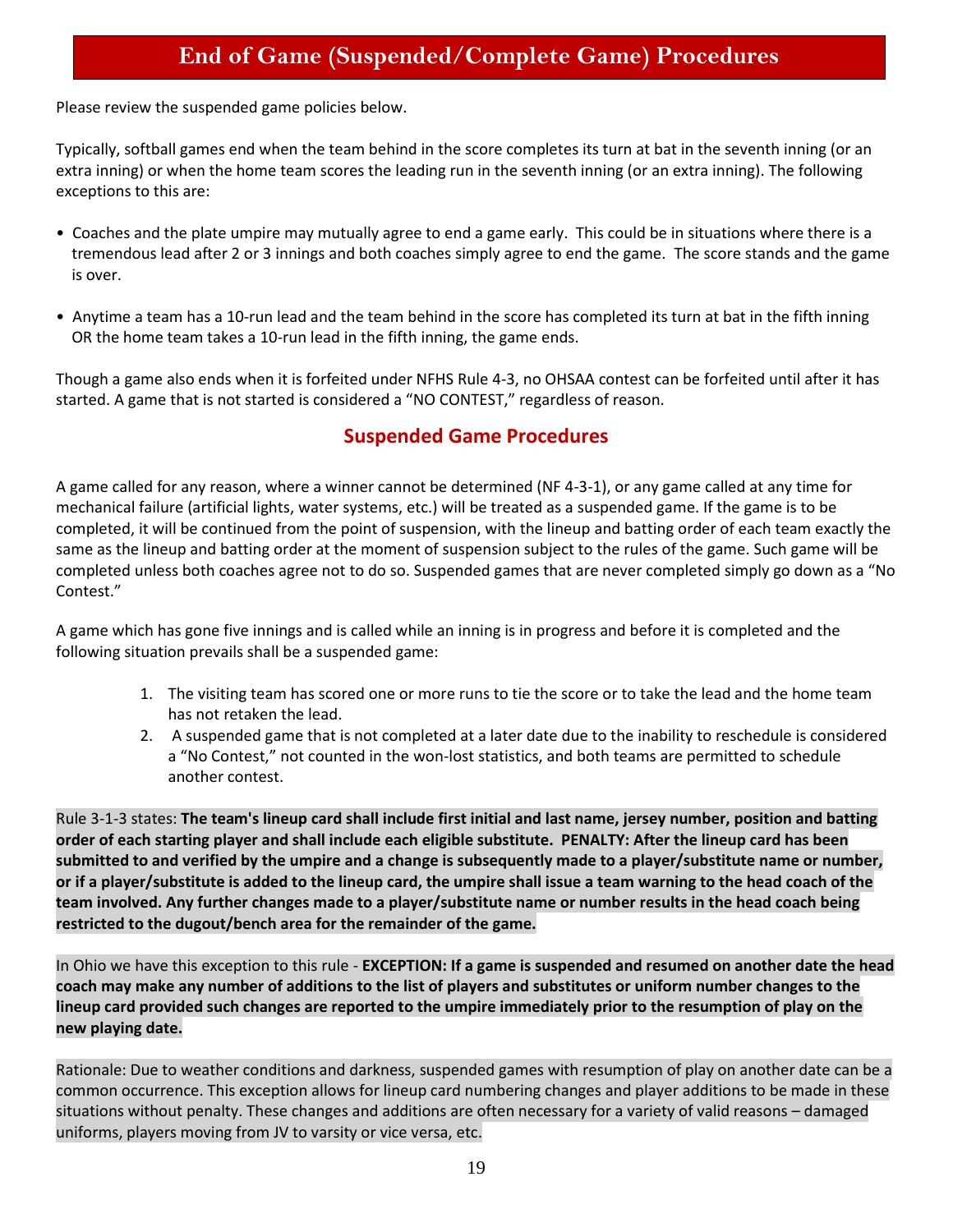# End of Game (Suspended/Complete Game) Procedures

Please review the suspended game policies below.

Typically, softball games end when the team behind in the score completes its turn at bat in the seventh inning (or an extra inning) or when the home team scores the leading run in the seventh inning (or an extra inning). The following exceptions to this are:

- Coaches and the plate umpire may mutually agree to end a game early. This could be in situations where there is a tremendous lead after 2 or 3 innings and both coaches simply agree to end the game. The score stands and the game is over.

- Anytime a team has a 10-run lead and the team behind in the score has completed its turn at bat in the fifth inning OR the home team takes a 10-run lead in the fifth inning, the game ends.

Though a game also ends when it is forfeited under NFHS Rule 4-3, no OHSAA contest can be forfeited until after it has started. A game that is not started is considered a "NO CONTEST," regardless of reason.

## Suspended Game Procedures

A game called for any reason, where a winner cannot be determined (NF 4-3-1), or any game called at any time for mechanical failure (artificial lights, water systems, etc.) will be treated as a suspended game. If the game is to be completed, it will be continued from the point of suspension, with the lineup and batting order of each team exactly the same as the lineup and batting order at the moment of suspension subject to the rules of the game. Such game will be completed unless both coaches agree not to do so. Suspended games that are never completed simply go down as a "No Contest."

A game which has gone five innings and is called while an inning is in progress and before it is completed and the following situation prevails shall be a suspended game:

1. The visiting team has scored one or more runs to tie the score or to take the lead and the home team has not retaken the lead.
2. A suspended game that is not completed at a later date due to the inability to reschedule is considered a "No Contest," not counted in the won-lost statistics, and both teams are permitted to schedule another contest.

Rule 3-1-3 states: **The team's lineup card shall include first initial and last name, jersey number, position and batting order of each starting player and shall include each eligible substitute. PENALTY: After the lineup card has been submitted to and verified by the umpire and a change is subsequently made to a player/substitute name or number, or if a player/substitute is added to the lineup card, the umpire shall issue a team warning to the head coach of the team involved. Any further changes made to a player/substitute name or number results in the head coach being restricted to the dugout/bench area for the remainder of the game.**

In Ohio we have this exception to this rule - **EXCEPTION: If a game is suspended and resumed on another date the head coach may make any number of additions to the list of players and substitutes or uniform number changes to the lineup card provided such changes are reported to the umpire immediately prior to the resumption of play on the new playing date.**

Rationale: Due to weather conditions and darkness, suspended games with resumption of play on another date can be a common occurrence. This exception allows for lineup card numbering changes and player additions to be made in these situations without penalty. These changes and additions are often necessary for a variety of valid reasons – damaged uniforms, players moving from JV to varsity or vice versa, etc.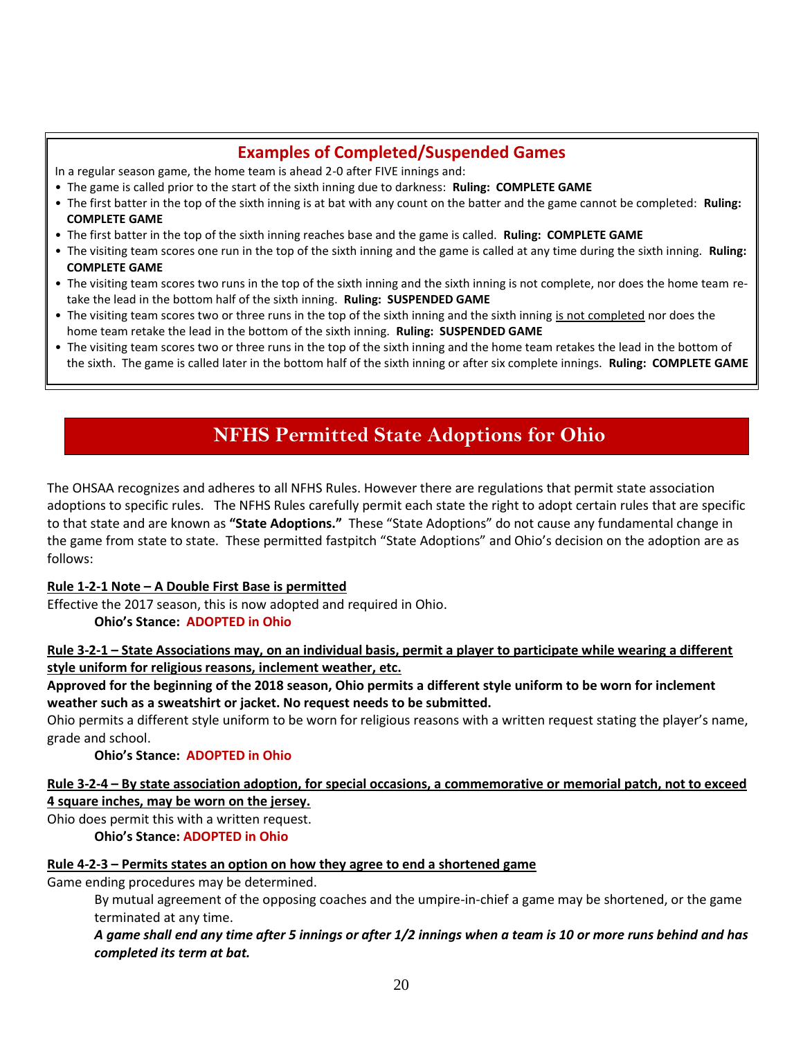## Examples of Completed/Suspended Games

In a regular season game, the home team is ahead 2-0 after FIVE innings and:

- The game is called prior to the start of the sixth inning due to darkness: **Ruling: COMPLETE GAME**
- The first batter in the top of the sixth inning is at bat with any count on the batter and the game cannot be completed: **Ruling: COMPLETE GAME**
- The first batter in the top of the sixth inning reaches base and the game is called. **Ruling: COMPLETE GAME**
- The visiting team scores one run in the top of the sixth inning and the game is called at any time during the sixth inning. **Ruling: COMPLETE GAME**
- The visiting team scores two runs in the top of the sixth inning and the sixth inning is not complete, nor does the home team re-take the lead in the bottom half of the sixth inning. **Ruling: SUSPENDED GAME**
- The visiting team scores two or three runs in the top of the sixth inning and the sixth inning is not completed nor does the home team retake the lead in the bottom of the sixth inning. **Ruling: SUSPENDED GAME**
- The visiting team scores two or three runs in the top of the sixth inning and the home team retakes the lead in the bottom of the sixth. The game is called later in the bottom half of the sixth inning or after six complete innings. **Ruling: COMPLETE GAME**

# NFHS Permitted State Adoptions for Ohio

The OHSAA recognizes and adheres to all NFHS Rules. However there are regulations that permit state association adoptions to specific rules. The NFHS Rules carefully permit each state the right to adopt certain rules that are specific to that state and are known as **"State Adoptions."** These "State Adoptions" do not cause any fundamental change in the game from state to state. These permitted fastpitch "State Adoptions" and Ohio's decision on the adoption are as follows:

**Rule 1-2-1 Note – A Double First Base is permitted**

Effective the 2017 season, this is now adopted and required in Ohio.

**Ohio's Stance: ADOPTED in Ohio**

**Rule 3-2-1 – State Associations may, on an individual basis, permit a player to participate while wearing a different style uniform for religious reasons, inclement weather, etc.**

**Approved for the beginning of the 2018 season, Ohio permits a different style uniform to be worn for inclement weather such as a sweatshirt or jacket. No request needs to be submitted.**

Ohio permits a different style uniform to be worn for religious reasons with a written request stating the player's name, grade and school.

**Ohio's Stance: ADOPTED in Ohio**

**Rule 3-2-4 – By state association adoption, for special occasions, a commemorative or memorial patch, not to exceed 4 square inches, may be worn on the jersey.**

Ohio does permit this with a written request.

**Ohio's Stance: ADOPTED in Ohio**

**Rule 4-2-3 – Permits states an option on how they agree to end a shortened game**

Game ending procedures may be determined.

By mutual agreement of the opposing coaches and the umpire-in-chief a game may be shortened, or the game terminated at any time.

***A game shall end any time after 5 innings or after 1/2 innings when a team is 10 or more runs behind and has completed its term at bat.***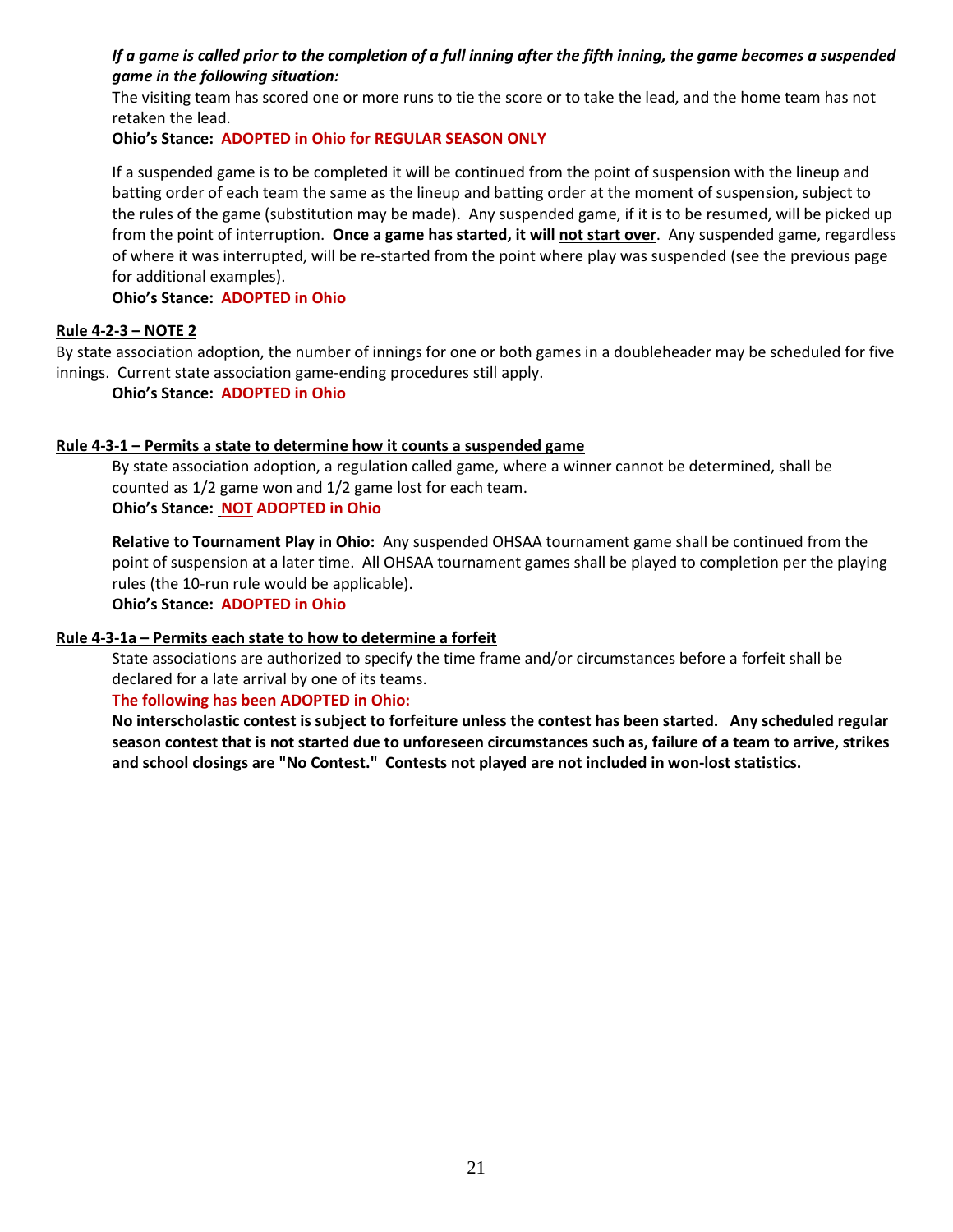***If a game is called prior to the completion of a full inning after the fifth inning, the game becomes a suspended game in the following situation:***

The visiting team has scored one or more runs to tie the score or to take the lead, and the home team has not retaken the lead.

**Ohio's Stance: ADOPTED in Ohio for REGULAR SEASON ONLY**

If a suspended game is to be completed it will be continued from the point of suspension with the lineup and batting order of each team the same as the lineup and batting order at the moment of suspension, subject to the rules of the game (substitution may be made). Any suspended game, if it is to be resumed, will be picked up from the point of interruption. **Once a game has started, it will <u>not start over</u>**. Any suspended game, regardless of where it was interrupted, will be re-started from the point where play was suspended (see the previous page for additional examples).

**Ohio's Stance: ADOPTED in Ohio**

**<u>Rule 4-2-3 – NOTE 2</u>**

By state association adoption, the number of innings for one or both games in a doubleheader may be scheduled for five innings. Current state association game-ending procedures still apply.

**Ohio's Stance: ADOPTED in Ohio**

**<u>Rule 4-3-1 – Permits a state to determine how it counts a suspended game</u>**

By state association adoption, a regulation called game, where a winner cannot be determined, shall be counted as 1/2 game won and 1/2 game lost for each team.

**Ohio's Stance: <u>NOT</u> ADOPTED in Ohio**

**Relative to Tournament Play in Ohio:** Any suspended OHSAA tournament game shall be continued from the point of suspension at a later time. All OHSAA tournament games shall be played to completion per the playing rules (the 10-run rule would be applicable).

**Ohio's Stance: ADOPTED in Ohio**

**<u>Rule 4-3-1a – Permits each state to how to determine a forfeit</u>**

State associations are authorized to specify the time frame and/or circumstances before a forfeit shall be declared for a late arrival by one of its teams.

**The following has been ADOPTED in Ohio:**

**No interscholastic contest is subject to forfeiture unless the contest has been started. Any scheduled regular season contest that is not started due to unforeseen circumstances such as, failure of a team to arrive, strikes and school closings are "No Contest." Contests not played are not included in won-lost statistics.**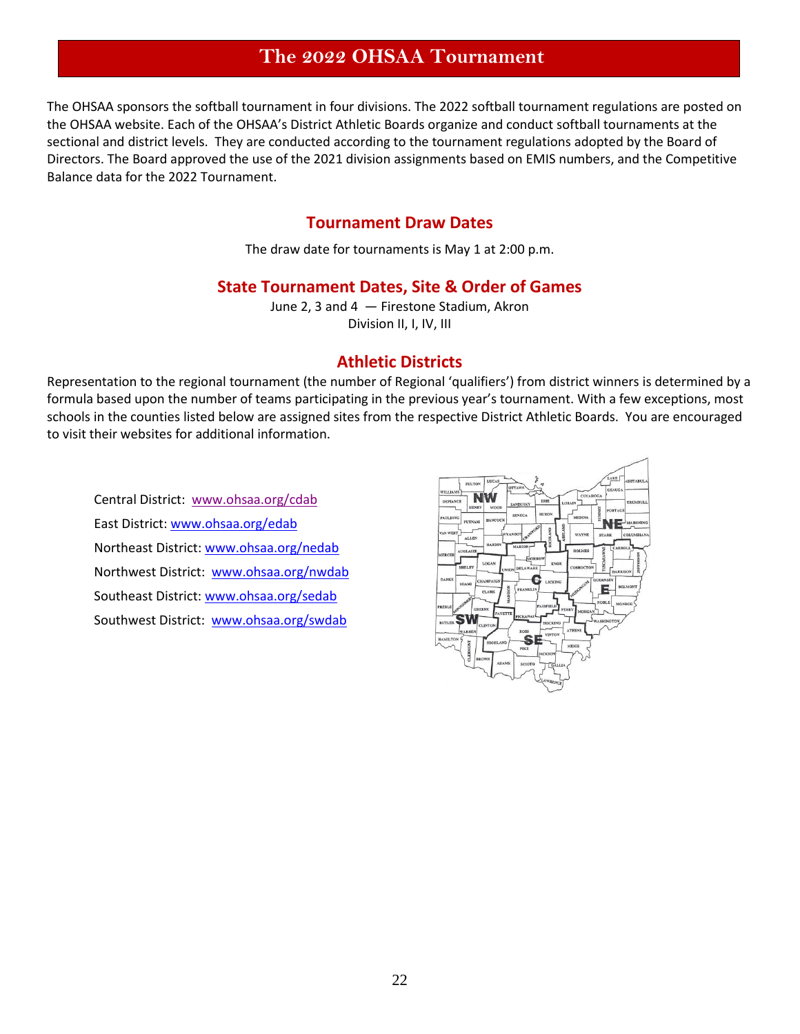# The 2022 OHSAA Tournament

The OHSAA sponsors the softball tournament in four divisions. The 2022 softball tournament regulations are posted on the OHSAA website. Each of the OHSAA's District Athletic Boards organize and conduct softball tournaments at the sectional and district levels. They are conducted according to the tournament regulations adopted by the Board of Directors. The Board approved the use of the 2021 division assignments based on EMIS numbers, and the Competitive Balance data for the 2022 Tournament.

## Tournament Draw Dates

The draw date for tournaments is May 1 at 2:00 p.m.

## State Tournament Dates, Site & Order of Games

June 2, 3 and 4 — Firestone Stadium, Akron
Division II, I, IV, III

## Athletic Districts

Representation to the regional tournament (the number of Regional 'qualifiers') from district winners is determined by a formula based upon the number of teams participating in the previous year's tournament. With a few exceptions, most schools in the counties listed below are assigned sites from the respective District Athletic Boards. You are encouraged to visit their websites for additional information.

Central District: www.ohsaa.org/cdab
East District: www.ohsaa.org/edab
Northeast District: www.ohsaa.org/nedab
Northwest District: www.ohsaa.org/nwdab
Southeast District: www.ohsaa.org/sedab
Southwest District: www.ohsaa.org/swdab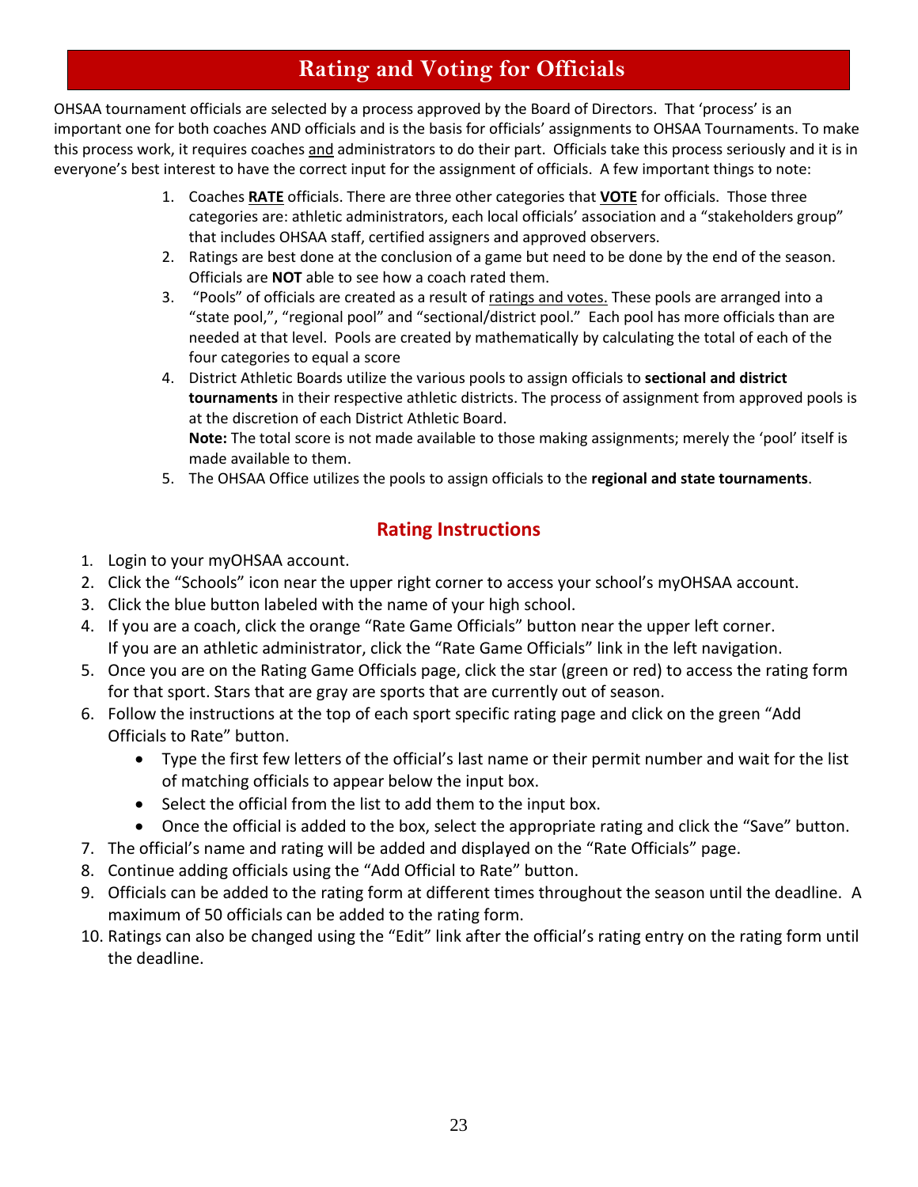# Rating and Voting for Officials

OHSAA tournament officials are selected by a process approved by the Board of Directors. That 'process' is an important one for both coaches AND officials and is the basis for officials' assignments to OHSAA Tournaments. To make this process work, it requires coaches and administrators to do their part. Officials take this process seriously and it is in everyone's best interest to have the correct input for the assignment of officials. A few important things to note:

1. Coaches **RATE** officials. There are three other categories that **VOTE** for officials. Those three categories are: athletic administrators, each local officials' association and a "stakeholders group" that includes OHSAA staff, certified assigners and approved observers.
2. Ratings are best done at the conclusion of a game but need to be done by the end of the season. Officials are **NOT** able to see how a coach rated them.
3. "Pools" of officials are created as a result of ratings and votes. These pools are arranged into a "state pool,", "regional pool" and "sectional/district pool." Each pool has more officials than are needed at that level. Pools are created by mathematically by calculating the total of each of the four categories to equal a score
4. District Athletic Boards utilize the various pools to assign officials to **sectional and district tournaments** in their respective athletic districts. The process of assignment from approved pools is at the discretion of each District Athletic Board.
   **Note:** The total score is not made available to those making assignments; merely the 'pool' itself is made available to them.
5. The OHSAA Office utilizes the pools to assign officials to the **regional and state tournaments**.

## Rating Instructions

1. Login to your myOHSAA account.
2. Click the "Schools" icon near the upper right corner to access your school's myOHSAA account.
3. Click the blue button labeled with the name of your high school.
4. If you are a coach, click the orange "Rate Game Officials" button near the upper left corner.
   If you are an athletic administrator, click the "Rate Game Officials" link in the left navigation.
5. Once you are on the Rating Game Officials page, click the star (green or red) to access the rating form for that sport. Stars that are gray are sports that are currently out of season.
6. Follow the instructions at the top of each sport specific rating page and click on the green "Add Officials to Rate" button.
   - Type the first few letters of the official's last name or their permit number and wait for the list of matching officials to appear below the input box.
   - Select the official from the list to add them to the input box.
   - Once the official is added to the box, select the appropriate rating and click the "Save" button.
7. The official's name and rating will be added and displayed on the "Rate Officials" page.
8. Continue adding officials using the "Add Official to Rate" button.
9. Officials can be added to the rating form at different times throughout the season until the deadline. A maximum of 50 officials can be added to the rating form.
10. Ratings can also be changed using the "Edit" link after the official's rating entry on the rating form until the deadline.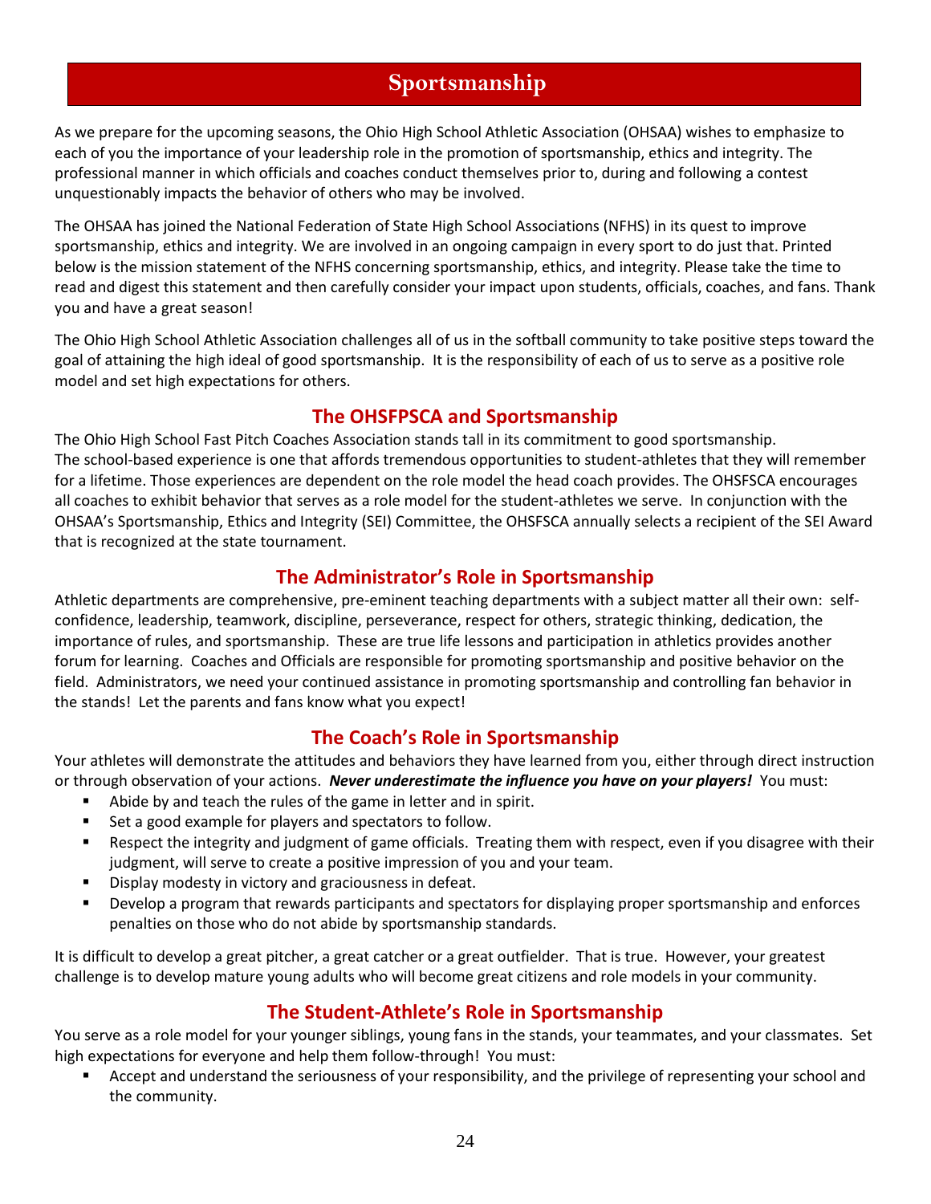# Sportsmanship

As we prepare for the upcoming seasons, the Ohio High School Athletic Association (OHSAA) wishes to emphasize to each of you the importance of your leadership role in the promotion of sportsmanship, ethics and integrity. The professional manner in which officials and coaches conduct themselves prior to, during and following a contest unquestionably impacts the behavior of others who may be involved.

The OHSAA has joined the National Federation of State High School Associations (NFHS) in its quest to improve sportsmanship, ethics and integrity. We are involved in an ongoing campaign in every sport to do just that. Printed below is the mission statement of the NFHS concerning sportsmanship, ethics, and integrity. Please take the time to read and digest this statement and then carefully consider your impact upon students, officials, coaches, and fans. Thank you and have a great season!

The Ohio High School Athletic Association challenges all of us in the softball community to take positive steps toward the goal of attaining the high ideal of good sportsmanship. It is the responsibility of each of us to serve as a positive role model and set high expectations for others.

## The OHSFPSCA and Sportsmanship

The Ohio High School Fast Pitch Coaches Association stands tall in its commitment to good sportsmanship. The school-based experience is one that affords tremendous opportunities to student-athletes that they will remember for a lifetime. Those experiences are dependent on the role model the head coach provides. The OHSFSCA encourages all coaches to exhibit behavior that serves as a role model for the student-athletes we serve. In conjunction with the OHSAA's Sportsmanship, Ethics and Integrity (SEI) Committee, the OHSFSCA annually selects a recipient of the SEI Award that is recognized at the state tournament.

## The Administrator's Role in Sportsmanship

Athletic departments are comprehensive, pre-eminent teaching departments with a subject matter all their own: self-confidence, leadership, teamwork, discipline, perseverance, respect for others, strategic thinking, dedication, the importance of rules, and sportsmanship. These are true life lessons and participation in athletics provides another forum for learning. Coaches and Officials are responsible for promoting sportsmanship and positive behavior on the field. Administrators, we need your continued assistance in promoting sportsmanship and controlling fan behavior in the stands! Let the parents and fans know what you expect!

## The Coach's Role in Sportsmanship

Your athletes will demonstrate the attitudes and behaviors they have learned from you, either through direct instruction or through observation of your actions. ***Never underestimate the influence you have on your players!*** You must:

- Abide by and teach the rules of the game in letter and in spirit.
- Set a good example for players and spectators to follow.
- Respect the integrity and judgment of game officials. Treating them with respect, even if you disagree with their judgment, will serve to create a positive impression of you and your team.
- Display modesty in victory and graciousness in defeat.
- Develop a program that rewards participants and spectators for displaying proper sportsmanship and enforces penalties on those who do not abide by sportsmanship standards.

It is difficult to develop a great pitcher, a great catcher or a great outfielder. That is true. However, your greatest challenge is to develop mature young adults who will become great citizens and role models in your community.

## The Student-Athlete's Role in Sportsmanship

You serve as a role model for your younger siblings, young fans in the stands, your teammates, and your classmates. Set high expectations for everyone and help them follow-through! You must:

- Accept and understand the seriousness of your responsibility, and the privilege of representing your school and the community.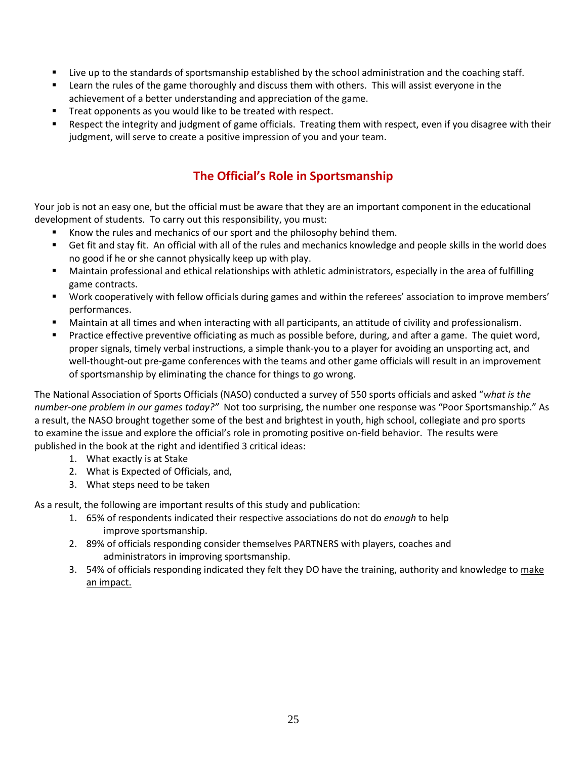- Live up to the standards of sportsmanship established by the school administration and the coaching staff.
- Learn the rules of the game thoroughly and discuss them with others. This will assist everyone in the achievement of a better understanding and appreciation of the game.
- Treat opponents as you would like to be treated with respect.
- Respect the integrity and judgment of game officials. Treating them with respect, even if you disagree with their judgment, will serve to create a positive impression of you and your team.

## The Official's Role in Sportsmanship

Your job is not an easy one, but the official must be aware that they are an important component in the educational development of students. To carry out this responsibility, you must:

- Know the rules and mechanics of our sport and the philosophy behind them.
- Get fit and stay fit. An official with all of the rules and mechanics knowledge and people skills in the world does no good if he or she cannot physically keep up with play.
- Maintain professional and ethical relationships with athletic administrators, especially in the area of fulfilling game contracts.
- Work cooperatively with fellow officials during games and within the referees' association to improve members' performances.
- Maintain at all times and when interacting with all participants, an attitude of civility and professionalism.
- Practice effective preventive officiating as much as possible before, during, and after a game. The quiet word, proper signals, timely verbal instructions, a simple thank-you to a player for avoiding an unsporting act, and well-thought-out pre-game conferences with the teams and other game officials will result in an improvement of sportsmanship by eliminating the chance for things to go wrong.

The National Association of Sports Officials (NASO) conducted a survey of 550 sports officials and asked "*what is the number-one problem in our games today?*" Not too surprising, the number one response was "Poor Sportsmanship." As a result, the NASO brought together some of the best and brightest in youth, high school, collegiate and pro sports to examine the issue and explore the official's role in promoting positive on-field behavior. The results were published in the book at the right and identified 3 critical ideas:

1. What exactly is at Stake
2. What is Expected of Officials, and,
3. What steps need to be taken

As a result, the following are important results of this study and publication:

1. 65% of respondents indicated their respective associations do not do *enough* to help improve sportsmanship.
2. 89% of officials responding consider themselves PARTNERS with players, coaches and administrators in improving sportsmanship.
3. 54% of officials responding indicated they felt they DO have the training, authority and knowledge to <u>make an impact.</u>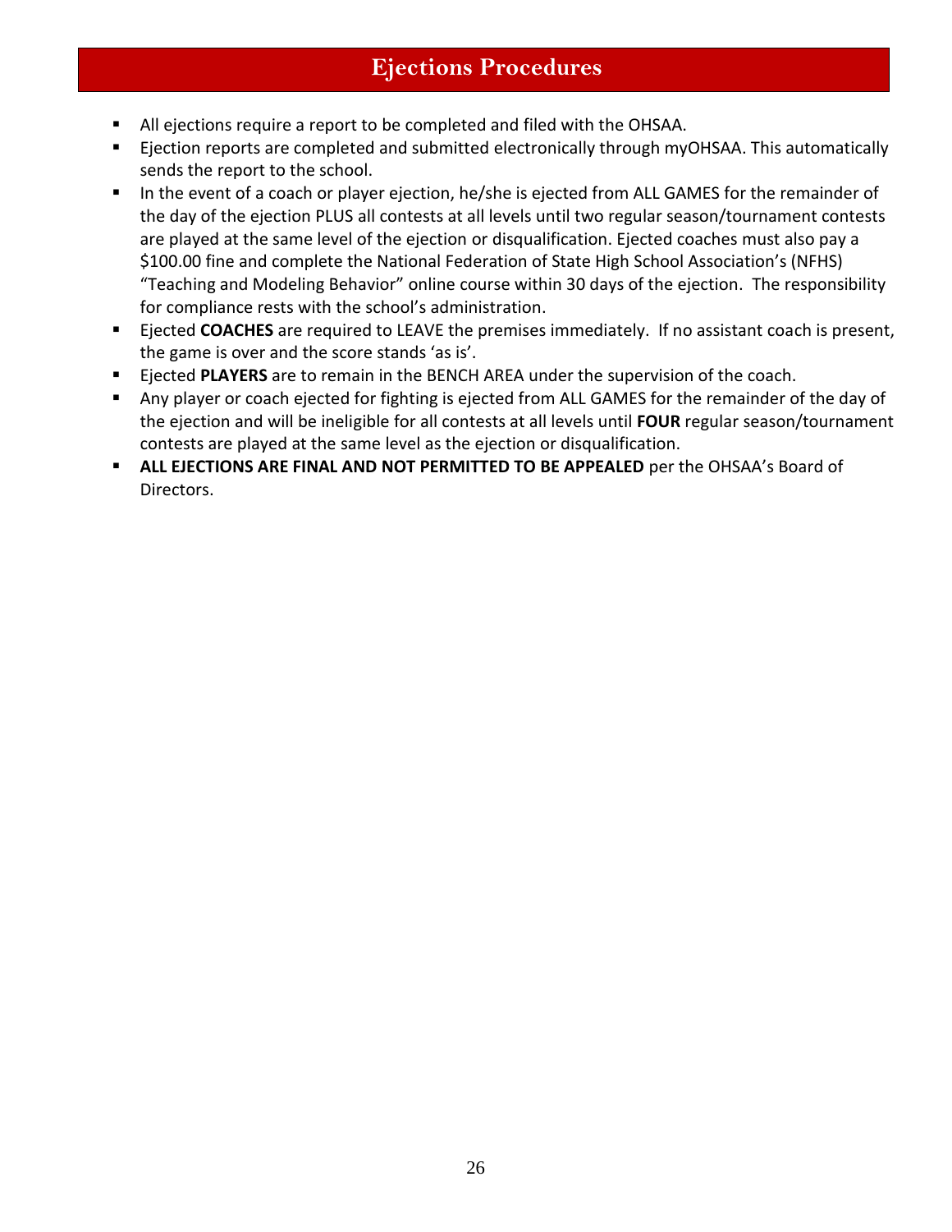# Ejections Procedures

- All ejections require a report to be completed and filed with the OHSAA.
- Ejection reports are completed and submitted electronically through myOHSAA. This automatically sends the report to the school.
- In the event of a coach or player ejection, he/she is ejected from ALL GAMES for the remainder of the day of the ejection PLUS all contests at all levels until two regular season/tournament contests are played at the same level of the ejection or disqualification. Ejected coaches must also pay a $100.00 fine and complete the National Federation of State High School Association's (NFHS) "Teaching and Modeling Behavior" online course within 30 days of the ejection. The responsibility for compliance rests with the school's administration.
- Ejected **COACHES** are required to LEAVE the premises immediately. If no assistant coach is present, the game is over and the score stands 'as is'.
- Ejected **PLAYERS** are to remain in the BENCH AREA under the supervision of the coach.
- Any player or coach ejected for fighting is ejected from ALL GAMES for the remainder of the day of the ejection and will be ineligible for all contests at all levels until **FOUR** regular season/tournament contests are played at the same level as the ejection or disqualification.
- **ALL EJECTIONS ARE FINAL AND NOT PERMITTED TO BE APPEALED** per the OHSAA's Board of Directors.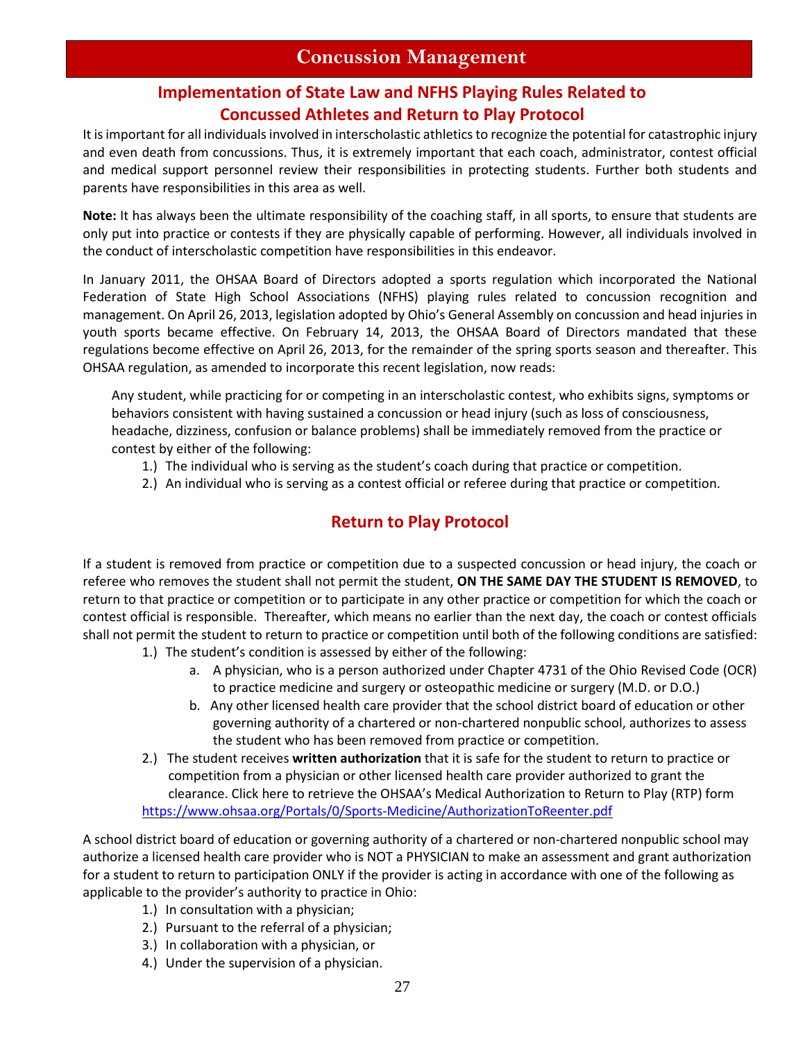# Concussion Management

## Implementation of State Law and NFHS Playing Rules Related to Concussed Athletes and Return to Play Protocol

It is important for all individuals involved in interscholastic athletics to recognize the potential for catastrophic injury and even death from concussions. Thus, it is extremely important that each coach, administrator, contest official and medical support personnel review their responsibilities in protecting students. Further both students and parents have responsibilities in this area as well.

**Note:** It has always been the ultimate responsibility of the coaching staff, in all sports, to ensure that students are only put into practice or contests if they are physically capable of performing. However, all individuals involved in the conduct of interscholastic competition have responsibilities in this endeavor.

In January 2011, the OHSAA Board of Directors adopted a sports regulation which incorporated the National Federation of State High School Associations (NFHS) playing rules related to concussion recognition and management. On April 26, 2013, legislation adopted by Ohio's General Assembly on concussion and head injuries in youth sports became effective. On February 14, 2013, the OHSAA Board of Directors mandated that these regulations become effective on April 26, 2013, for the remainder of the spring sports season and thereafter. This OHSAA regulation, as amended to incorporate this recent legislation, now reads:

> Any student, while practicing for or competing in an interscholastic contest, who exhibits signs, symptoms or behaviors consistent with having sustained a concussion or head injury (such as loss of consciousness, headache, dizziness, confusion or balance problems) shall be immediately removed from the practice or contest by either of the following:
>
> 1.) The individual who is serving as the student's coach during that practice or competition.
> 2.) An individual who is serving as a contest official or referee during that practice or competition.

## Return to Play Protocol

If a student is removed from practice or competition due to a suspected concussion or head injury, the coach or referee who removes the student shall not permit the student, **ON THE SAME DAY THE STUDENT IS REMOVED**, to return to that practice or competition or to participate in any other practice or competition for which the coach or contest official is responsible. Thereafter, which means no earlier than the next day, the coach or contest officials shall not permit the student to return to practice or competition until both of the following conditions are satisfied:

1.) The student's condition is assessed by either of the following:
   a. A physician, who is a person authorized under Chapter 4731 of the Ohio Revised Code (OCR) to practice medicine and surgery or osteopathic medicine or surgery (M.D. or D.O.)
   b. Any other licensed health care provider that the school district board of education or other governing authority of a chartered or non-chartered nonpublic school, authorizes to assess the student who has been removed from practice or competition.

2.) The student receives **written authorization** that it is safe for the student to return to practice or competition from a physician or other licensed health care provider authorized to grant the clearance. Click here to retrieve the OHSAA's Medical Authorization to Return to Play (RTP) form https://www.ohsaa.org/Portals/0/Sports-Medicine/AuthorizationToReenter.pdf

A school district board of education or governing authority of a chartered or non-chartered nonpublic school may authorize a licensed health care provider who is NOT a PHYSICIAN to make an assessment and grant authorization for a student to return to participation ONLY if the provider is acting in accordance with one of the following as applicable to the provider's authority to practice in Ohio:

1.) In consultation with a physician;
2.) Pursuant to the referral of a physician;
3.) In collaboration with a physician, or
4.) Under the supervision of a physician.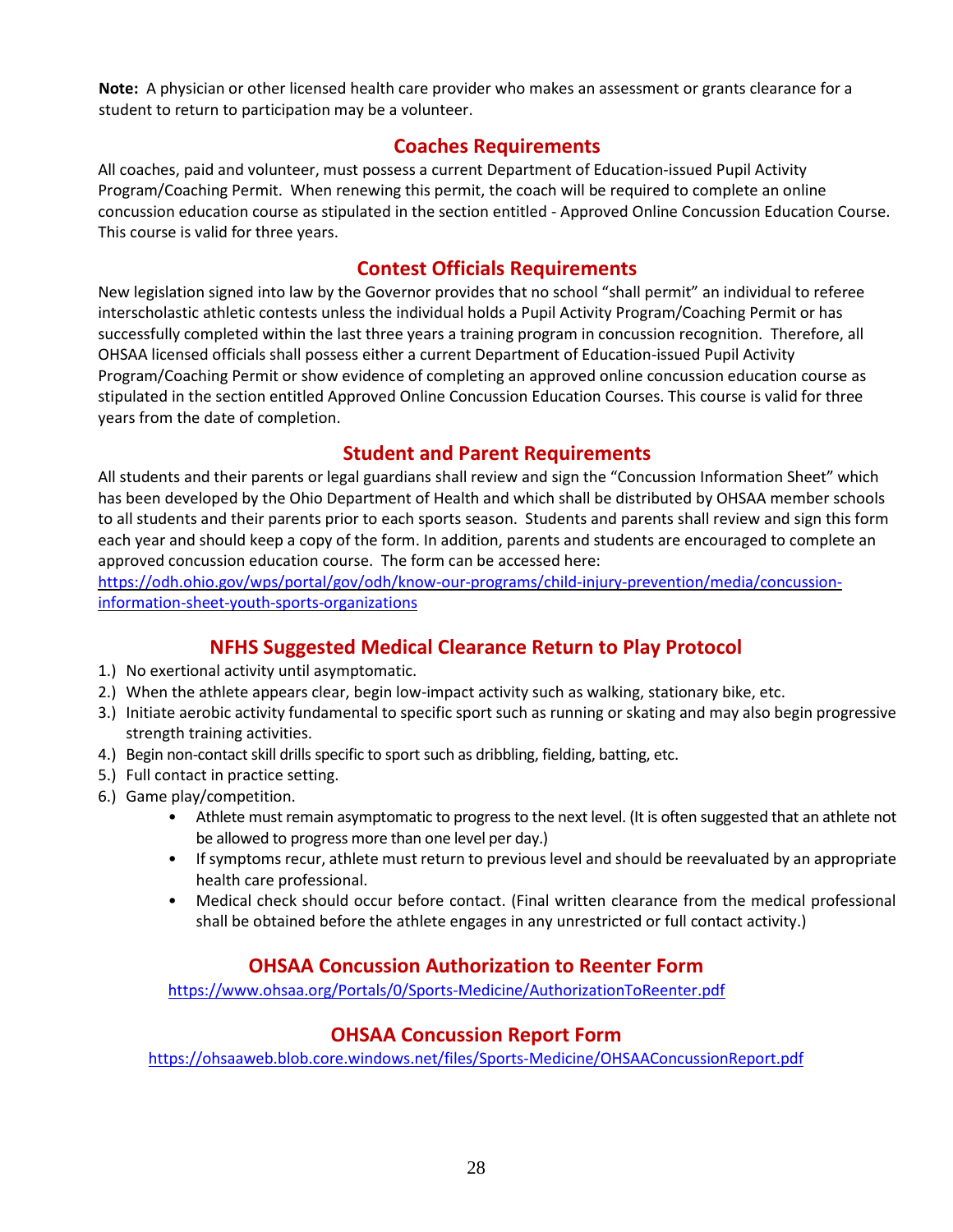**Note:** A physician or other licensed health care provider who makes an assessment or grants clearance for a student to return to participation may be a volunteer.

## Coaches Requirements

All coaches, paid and volunteer, must possess a current Department of Education-issued Pupil Activity Program/Coaching Permit. When renewing this permit, the coach will be required to complete an online concussion education course as stipulated in the section entitled - Approved Online Concussion Education Course. This course is valid for three years.

## Contest Officials Requirements

New legislation signed into law by the Governor provides that no school "shall permit" an individual to referee interscholastic athletic contests unless the individual holds a Pupil Activity Program/Coaching Permit or has successfully completed within the last three years a training program in concussion recognition. Therefore, all OHSAA licensed officials shall possess either a current Department of Education-issued Pupil Activity Program/Coaching Permit or show evidence of completing an approved online concussion education course as stipulated in the section entitled Approved Online Concussion Education Courses. This course is valid for three years from the date of completion.

## Student and Parent Requirements

All students and their parents or legal guardians shall review and sign the "Concussion Information Sheet" which has been developed by the Ohio Department of Health and which shall be distributed by OHSAA member schools to all students and their parents prior to each sports season. Students and parents shall review and sign this form each year and should keep a copy of the form. In addition, parents and students are encouraged to complete an approved concussion education course. The form can be accessed here:
https://odh.ohio.gov/wps/portal/gov/odh/know-our-programs/child-injury-prevention/media/concussion-information-sheet-youth-sports-organizations

## NFHS Suggested Medical Clearance Return to Play Protocol

1.) No exertional activity until asymptomatic.
2.) When the athlete appears clear, begin low-impact activity such as walking, stationary bike, etc.
3.) Initiate aerobic activity fundamental to specific sport such as running or skating and may also begin progressive strength training activities.
4.) Begin non-contact skill drills specific to sport such as dribbling, fielding, batting, etc.
5.) Full contact in practice setting.
6.) Game play/competition.
   - Athlete must remain asymptomatic to progress to the next level. (It is often suggested that an athlete not be allowed to progress more than one level per day.)
   - If symptoms recur, athlete must return to previous level and should be reevaluated by an appropriate health care professional.
   - Medical check should occur before contact. (Final written clearance from the medical professional shall be obtained before the athlete engages in any unrestricted or full contact activity.)

## OHSAA Concussion Authorization to Reenter Form

https://www.ohsaa.org/Portals/0/Sports-Medicine/AuthorizationToReenter.pdf

## OHSAA Concussion Report Form

https://ohsaaweb.blob.core.windows.net/files/Sports-Medicine/OHSAAConcussionReport.pdf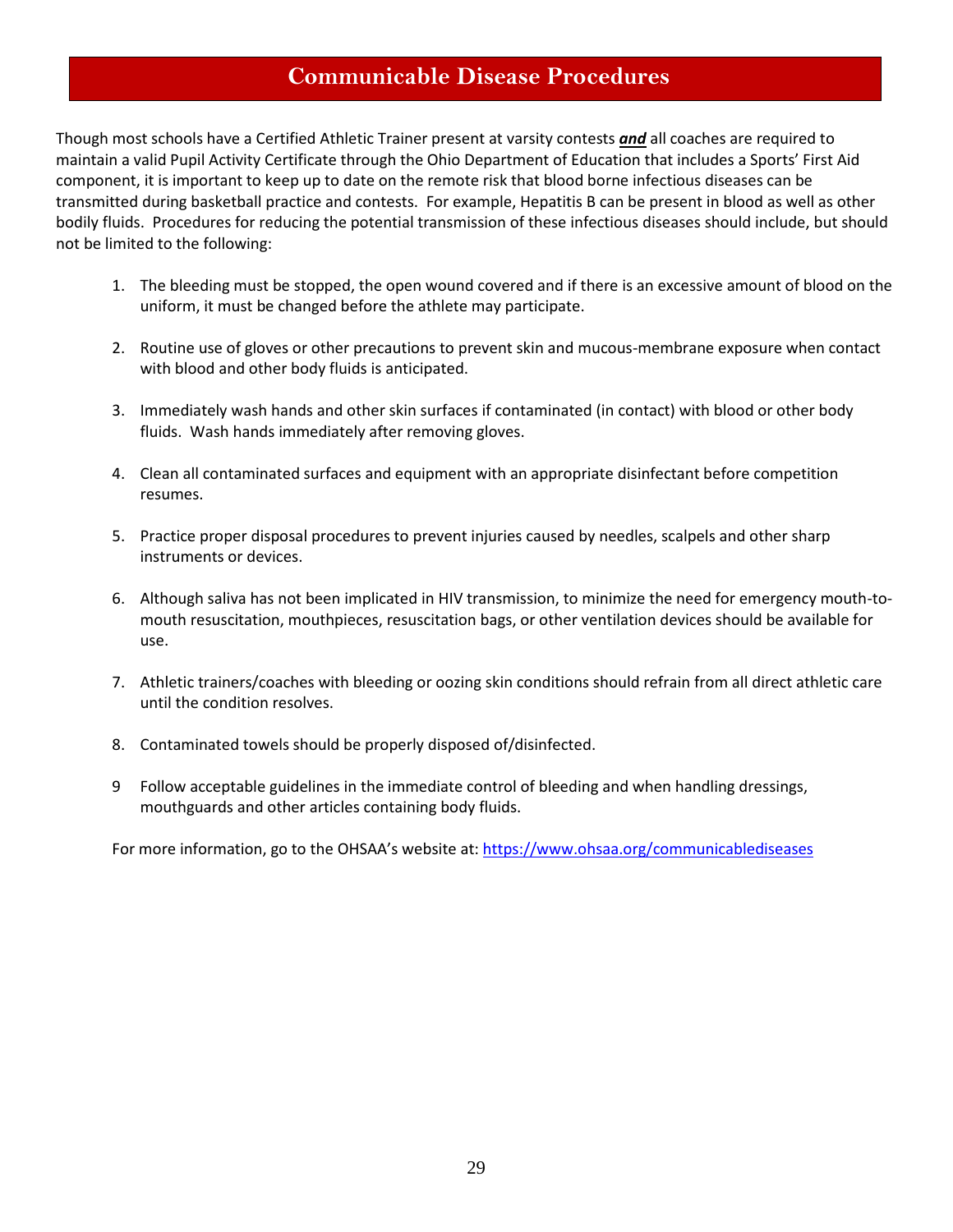# Communicable Disease Procedures

Though most schools have a Certified Athletic Trainer present at varsity contests ***and*** all coaches are required to maintain a valid Pupil Activity Certificate through the Ohio Department of Education that includes a Sports' First Aid component, it is important to keep up to date on the remote risk that blood borne infectious diseases can be transmitted during basketball practice and contests. For example, Hepatitis B can be present in blood as well as other bodily fluids. Procedures for reducing the potential transmission of these infectious diseases should include, but should not be limited to the following:

1. The bleeding must be stopped, the open wound covered and if there is an excessive amount of blood on the uniform, it must be changed before the athlete may participate.

2. Routine use of gloves or other precautions to prevent skin and mucous-membrane exposure when contact with blood and other body fluids is anticipated.

3. Immediately wash hands and other skin surfaces if contaminated (in contact) with blood or other body fluids. Wash hands immediately after removing gloves.

4. Clean all contaminated surfaces and equipment with an appropriate disinfectant before competition resumes.

5. Practice proper disposal procedures to prevent injuries caused by needles, scalpels and other sharp instruments or devices.

6. Although saliva has not been implicated in HIV transmission, to minimize the need for emergency mouth-to-mouth resuscitation, mouthpieces, resuscitation bags, or other ventilation devices should be available for use.

7. Athletic trainers/coaches with bleeding or oozing skin conditions should refrain from all direct athletic care until the condition resolves.

8. Contaminated towels should be properly disposed of/disinfected.

9 Follow acceptable guidelines in the immediate control of bleeding and when handling dressings, mouthguards and other articles containing body fluids.

For more information, go to the OHSAA's website at: [https://www.ohsaa.org/communicablediseases](https://www.ohsaa.org/communicablediseases)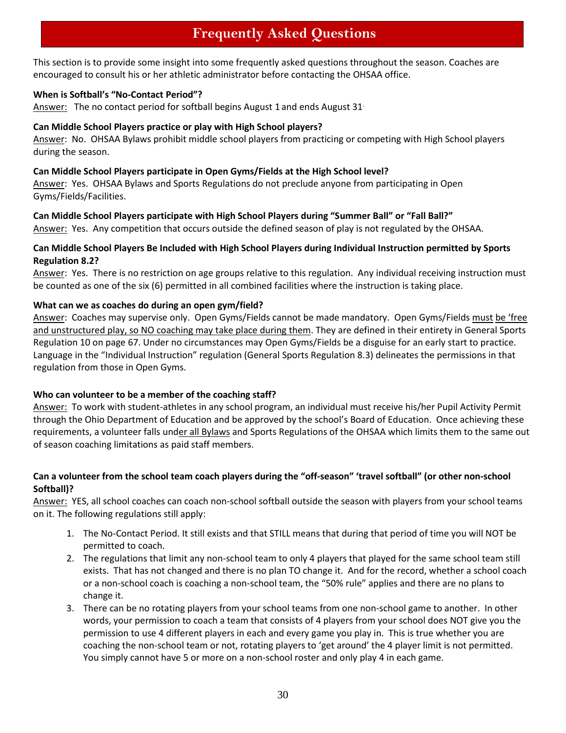# Frequently Asked Questions

This section is to provide some insight into some frequently asked questions throughout the season. Coaches are encouraged to consult his or her athletic administrator before contacting the OHSAA office.

**When is Softball's "No-Contact Period"?**

Answer: The no contact period for softball begins August 1 and ends August 31.

**Can Middle School Players practice or play with High School players?**

Answer: No. OHSAA Bylaws prohibit middle school players from practicing or competing with High School players during the season.

**Can Middle School Players participate in Open Gyms/Fields at the High School level?**

Answer: Yes. OHSAA Bylaws and Sports Regulations do not preclude anyone from participating in Open Gyms/Fields/Facilities.

**Can Middle School Players participate with High School Players during "Summer Ball" or "Fall Ball?"**

Answer: Yes. Any competition that occurs outside the defined season of play is not regulated by the OHSAA.

**Can Middle School Players Be Included with High School Players during Individual Instruction permitted by Sports Regulation 8.2?**

Answer: Yes. There is no restriction on age groups relative to this regulation. Any individual receiving instruction must be counted as one of the six (6) permitted in all combined facilities where the instruction is taking place.

**What can we as coaches do during an open gym/field?**

Answer: Coaches may supervise only. Open Gyms/Fields cannot be made mandatory. Open Gyms/Fields must be 'free and unstructured play, so NO coaching may take place during them. They are defined in their entirety in General Sports Regulation 10 on page 67. Under no circumstances may Open Gyms/Fields be a disguise for an early start to practice. Language in the "Individual Instruction" regulation (General Sports Regulation 8.3) delineates the permissions in that regulation from those in Open Gyms.

**Who can volunteer to be a member of the coaching staff?**

Answer: To work with student-athletes in any school program, an individual must receive his/her Pupil Activity Permit through the Ohio Department of Education and be approved by the school's Board of Education. Once achieving these requirements, a volunteer falls under all Bylaws and Sports Regulations of the OHSAA which limits them to the same out of season coaching limitations as paid staff members.

**Can a volunteer from the school team coach players during the "off-season" 'travel softball" (or other non-school Softball)?**

Answer: YES, all school coaches can coach non-school softball outside the season with players from your school teams on it. The following regulations still apply:

1. The No-Contact Period. It still exists and that STILL means that during that period of time you will NOT be permitted to coach.
2. The regulations that limit any non-school team to only 4 players that played for the same school team still exists. That has not changed and there is no plan TO change it. And for the record, whether a school coach or a non-school coach is coaching a non-school team, the "50% rule" applies and there are no plans to change it.
3. There can be no rotating players from your school teams from one non-school game to another. In other words, your permission to coach a team that consists of 4 players from your school does NOT give you the permission to use 4 different players in each and every game you play in. This is true whether you are coaching the non-school team or not, rotating players to 'get around' the 4 player limit is not permitted. You simply cannot have 5 or more on a non-school roster and only play 4 in each game.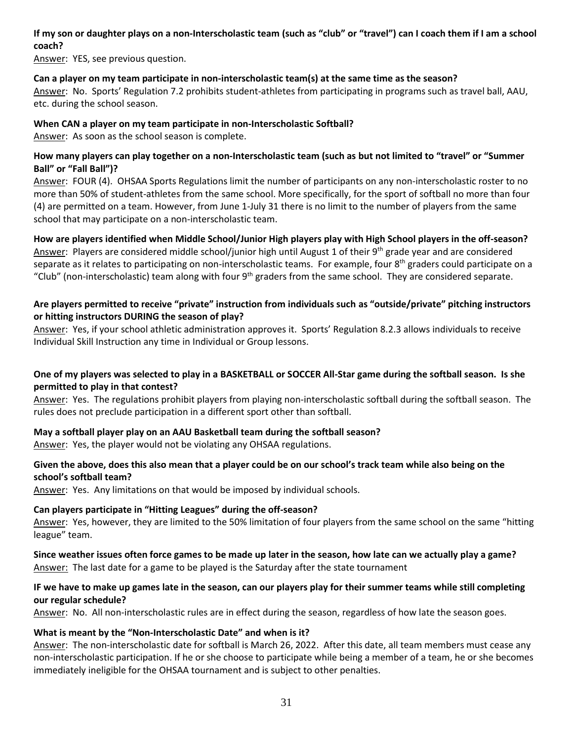**If my son or daughter plays on a non-Interscholastic team (such as "club" or "travel") can I coach them if I am a school coach?**

Answer: YES, see previous question.

**Can a player on my team participate in non-interscholastic team(s) at the same time as the season?**

Answer: No. Sports' Regulation 7.2 prohibits student-athletes from participating in programs such as travel ball, AAU, etc. during the school season.

**When CAN a player on my team participate in non-Interscholastic Softball?**

Answer: As soon as the school season is complete.

**How many players can play together on a non-Interscholastic team (such as but not limited to "travel" or "Summer Ball" or "Fall Ball")?**

Answer: FOUR (4). OHSAA Sports Regulations limit the number of participants on any non-interscholastic roster to no more than 50% of student-athletes from the same school. More specifically, for the sport of softball no more than four (4) are permitted on a team. However, from June 1-July 31 there is no limit to the number of players from the same school that may participate on a non-interscholastic team.

**How are players identified when Middle School/Junior High players play with High School players in the off-season?**

Answer: Players are considered middle school/junior high until August 1 of their 9th grade year and are considered separate as it relates to participating on non-interscholastic teams. For example, four 8th graders could participate on a "Club" (non-interscholastic) team along with four 9th graders from the same school. They are considered separate.

**Are players permitted to receive "private" instruction from individuals such as "outside/private" pitching instructors or hitting instructors DURING the season of play?**

Answer: Yes, if your school athletic administration approves it. Sports' Regulation 8.2.3 allows individuals to receive Individual Skill Instruction any time in Individual or Group lessons.

**One of my players was selected to play in a BASKETBALL or SOCCER All-Star game during the softball season. Is she permitted to play in that contest?**

Answer: Yes. The regulations prohibit players from playing non-interscholastic softball during the softball season. The rules does not preclude participation in a different sport other than softball.

**May a softball player play on an AAU Basketball team during the softball season?**

Answer: Yes, the player would not be violating any OHSAA regulations.

**Given the above, does this also mean that a player could be on our school's track team while also being on the school's softball team?**

Answer: Yes. Any limitations on that would be imposed by individual schools.

**Can players participate in "Hitting Leagues" during the off-season?**

Answer: Yes, however, they are limited to the 50% limitation of four players from the same school on the same "hitting league" team.

**Since weather issues often force games to be made up later in the season, how late can we actually play a game?**

Answer: The last date for a game to be played is the Saturday after the state tournament

**IF we have to make up games late in the season, can our players play for their summer teams while still completing our regular schedule?**

Answer: No. All non-interscholastic rules are in effect during the season, regardless of how late the season goes.

**What is meant by the "Non-Interscholastic Date" and when is it?**

Answer: The non-interscholastic date for softball is March 26, 2022. After this date, all team members must cease any non-interscholastic participation. If he or she choose to participate while being a member of a team, he or she becomes immediately ineligible for the OHSAA tournament and is subject to other penalties.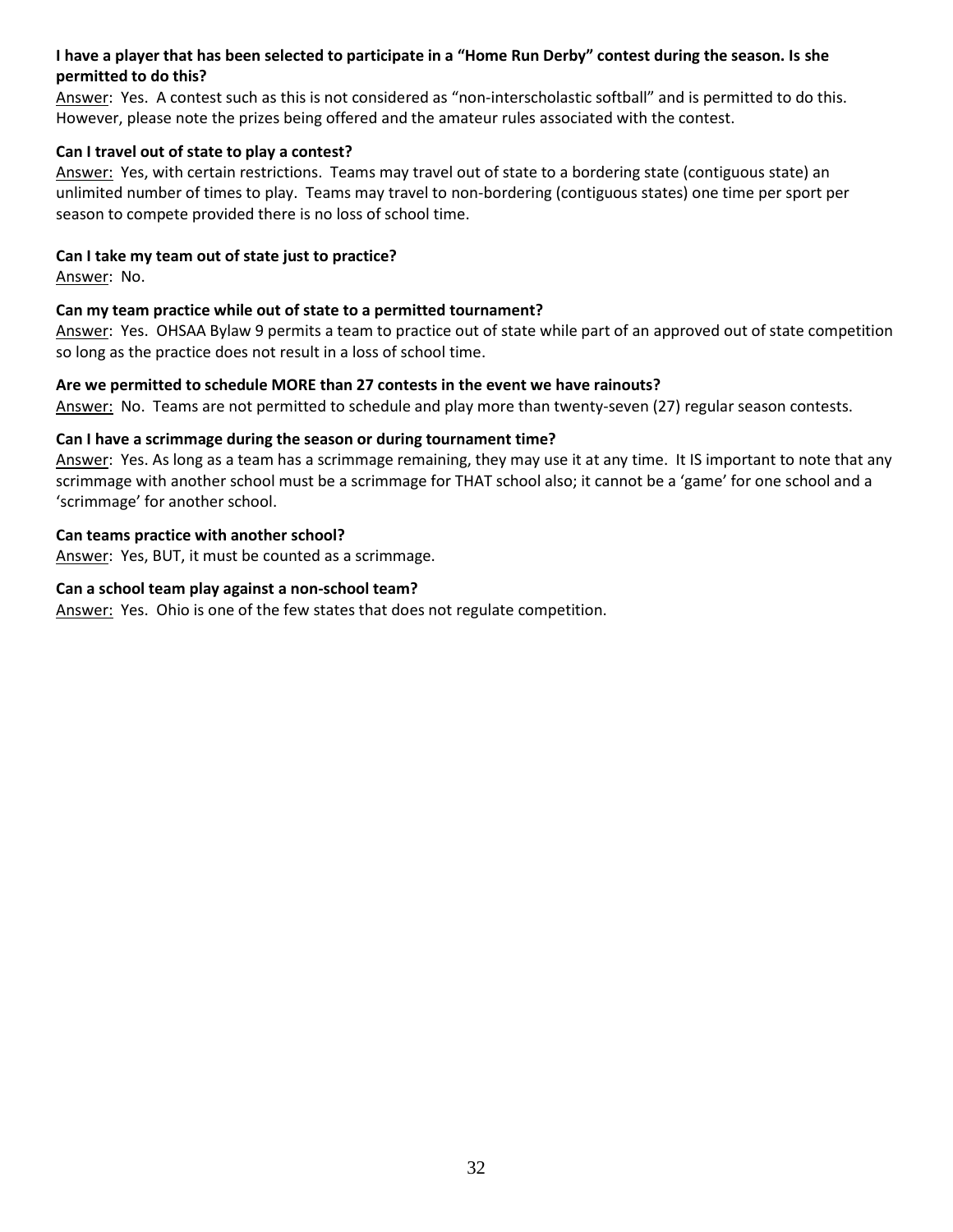**I have a player that has been selected to participate in a "Home Run Derby" contest during the season. Is she permitted to do this?**

Answer: Yes. A contest such as this is not considered as "non-interscholastic softball" and is permitted to do this. However, please note the prizes being offered and the amateur rules associated with the contest.

**Can I travel out of state to play a contest?**

Answer: Yes, with certain restrictions. Teams may travel out of state to a bordering state (contiguous state) an unlimited number of times to play. Teams may travel to non-bordering (contiguous states) one time per sport per season to compete provided there is no loss of school time.

**Can I take my team out of state just to practice?**

Answer: No.

**Can my team practice while out of state to a permitted tournament?**

Answer: Yes. OHSAA Bylaw 9 permits a team to practice out of state while part of an approved out of state competition so long as the practice does not result in a loss of school time.

**Are we permitted to schedule MORE than 27 contests in the event we have rainouts?**

Answer: No. Teams are not permitted to schedule and play more than twenty-seven (27) regular season contests.

**Can I have a scrimmage during the season or during tournament time?**

Answer: Yes. As long as a team has a scrimmage remaining, they may use it at any time. It IS important to note that any scrimmage with another school must be a scrimmage for THAT school also; it cannot be a 'game' for one school and a 'scrimmage' for another school.

**Can teams practice with another school?**

Answer: Yes, BUT, it must be counted as a scrimmage.

**Can a school team play against a non-school team?**

Answer: Yes. Ohio is one of the few states that does not regulate competition.